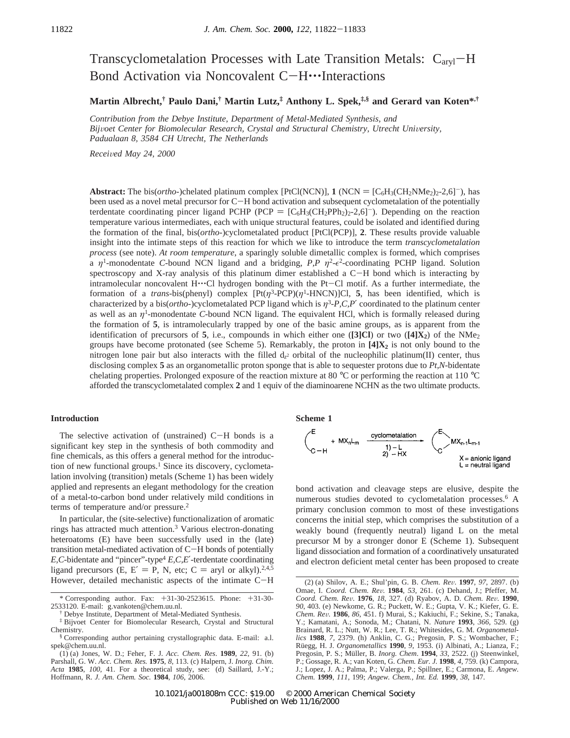# Transcyclometalation Processes with Late Transition Metals: $C_{aryl}$–H Bond Activation via Noncovalent C–H···Interactions

**Martin Albrecht,[†] Paulo Dani,[†] Martin Lutz,[‡] Anthony L. Spek,[‡,§] and Gerard van Koten*[,†]**

*Contribution from the Debye Institute, Department of Metal-Mediated Synthesis, and Bijvoet Center for Biomolecular Research, Crystal and Structural Chemistry, Utrecht University, Padualaan 8, 3584 CH Utrecht, The Netherlands*

*Received May 24, 2000*

**Abstract:** The bis(*ortho*-)chelated platinum complex [PtCl(NCN)], **1** (NCN = $[C_6H_3(CH_2NMe_2)_2\text{-}2,6]^-$), has been used as a novel metal precursor for C–H bond activation and subsequent cyclometalation of the potentially terdentate coordinating pincer ligand PCHP (PCP = $[C_6H_3(CH_2PPh_2)_2\text{-}2,6]^-$). Depending on the reaction temperature various intermediates, each with unique structural features, could be isolated and identified during the formation of the final, bis(*ortho*-)cyclometalated product [PtCl(PCP)], **2**. These results provide valuable insight into the intimate steps of this reaction for which we like to introduce the term *transcyclometalation process* (see note). *At room temperature*, a sparingly soluble dimetallic complex is formed, which comprises an $\eta^1$-monodentate *C*-bound NCN ligand and a bridging, *P,P* $\eta^2$-$\epsilon^2$-coordinating PCHP ligand. Solution spectroscopy and X-ray analysis of this platinum dimer established a C–H bond which is interacting by intramolecular noncovalent H···Cl hydrogen bonding with the Pt–Cl motif. As a further intermediate, the formation of a *trans*-bis(phenyl) complex [Pt($\eta^3$-PCP)($\eta^1$-HNCN)]Cl, **5**, has been identified, which is characterized by a bis(*ortho*-)cyclometalated PCP ligand which is $\eta^3$-*P,C,P'* coordinated to the platinum center as well as an $\eta^1$-monodentate *C*-bound NCN ligand. The equivalent HCl, which is formally released during the formation of **5**, is intramolecularly trapped by one of the basic amine groups, as is apparent from the identification of precursors of **5**, i.e., compounds in which either one (**[3]Cl**) or two (**[4]X₂**) of the $NMe_2$ groups have become protonated (see Scheme 5). Remarkably, the proton in **[4]X₂** is not only bound to the nitrogen lone pair but also interacts with the filled $d_{z^2}$ orbital of the nucleophilic platinum(II) center, thus disclosing complex **5** as an organometallic proton sponge that is able to sequester protons due to *Pt,N*-bidentate chelating properties. Prolonged exposure of the reaction mixture at 80 °C or performing the reaction at 110 °C afforded the transcyclometalated complex **2** and 1 equiv of the diaminoarene NCHN as the two ultimate products.

## Introduction

The selective activation of (unstrained) C–H bonds is a significant key step in the synthesis of both commodity and fine chemicals, as this offers a general method for the introduction of new functional groups.[1] Since its discovery, cyclometalation involving (transition) metals (Scheme 1) has been widely applied and represents an elegant methodology for the creation of a metal-to-carbon bond under relatively mild conditions in terms of temperature and/or pressure.[2]

In particular, the (site-selective) functionalization of aromatic rings has attracted much attention.[3] Various electron-donating heteroatoms (E) have been successfully used in the (late) transition metal-mediated activation of C–H bonds of potentially *E,C*-bidentate and "pincer"-type[4] *E,C,E'*-terdentate coordinating ligand precursors (E, E' = P, N, etc; C = aryl or alkyl).[2,4,5] However, detailed mechanistic aspects of the intimate C–H bond activation and cleavage steps are elusive, despite the numerous studies devoted to cyclometalation processes.[6] A primary conclusion common to most of these investigations concerns the initial step, which comprises the substitution of a weakly bound (frequently neutral) ligand L on the metal precursor M by a stronger donor E (Scheme 1). Subsequent ligand dissociation and formation of a coordinatively unsaturated and electron deficient metal center has been proposed to create

**Scheme 1**

(E / C–H) + $MX_nL_m$ —cyclometalation; 1) –L; 2) –HX→ (E, C)$MX_{n-1}L_{m-1}$

X = anionic ligand
L = neutral ligand

---

* Corresponding author. Fax: +31-30-2523615. Phone: +31-30-2533120. E-mail: g.vankoten@chem.uu.nl.

† Debye Institute, Department of Metal-Mediated Synthesis.

‡ Bijvoet Center for Biomolecular Research, Crystal and Structural Chemistry.

§ Corresponding author pertaining crystallographic data. E-mail: a.l. spek@chem.uu.nl.

(1) (a) Jones, W. D.; Feher, F. J. *Acc. Chem. Res.* **1989**, *22*, 91. (b) Parshall, G. W. *Acc. Chem. Res.* **1975**, *8*, 113. (c) Halpern, J. *Inorg. Chim. Acta* **1985**, *100*, 41. For a theoretical study, see: (d) Saillard, J.-Y.; Hoffmann, R. *J. Am. Chem. Soc.* **1984**, *106*, 2006.

(2) (a) Shilov, A. E.; Shul'pin, G. B. *Chem. Rev.* **1997**, *97*, 2897. (b) Omae, I. *Coord. Chem. Rev.* **1984**, *53*, 261. (c) Dehand, J.; Pfeffer, M. *Coord. Chem. Rev.* **1976**, *18*, 327. (d) Ryabov, A. D. *Chem. Rev.* **1990**, *90*, 403. (e) Newkome, G. R.; Puckett, W. E.; Gupta, V. K.; Kiefer, G. E. *Chem. Rev.* **1986**, *86*, 451. f) Murai, S.; Kakiuchi, F.; Sekine, S.; Tanaka, Y.; Kamatani, A.; Sonoda, M.; Chatani, N. *Nature* **1993**, *366*, 529. (g) Brainard, R. L.; Nutt, W. R.; Lee, T. R.; Whitesides, G. M. *Organometallics* **1988**, *7*, 2379. (h) Anklin, C. G.; Pregosin, P. S.; Wombacher, F.; Rüegg, H. J. *Organometallics* **1990**, *9*, 1953. (i) Albinati, A.; Lianza, F.; Pregosin, P. S.; Müller, B. *Inorg. Chem.* **1994**, *33*, 2522. (j) Steenwinkel, P.; Gossage, R. A.; van Koten, G. *Chem. Eur. J.* **1998**, *4*, 759. (k) Campora, J.; Lopez, J. A.; Palma, P.; Valerga, P.; Spillner, E.; Carmona, E. *Angew. Chem.* **1999**, *111*, 199; *Angew. Chem., Int. Ed.* **1999**, *38*, 147.

10.1021/ja001808m CCC: $19.00 © 2000 American Chemical Society
Published on Web 11/16/2000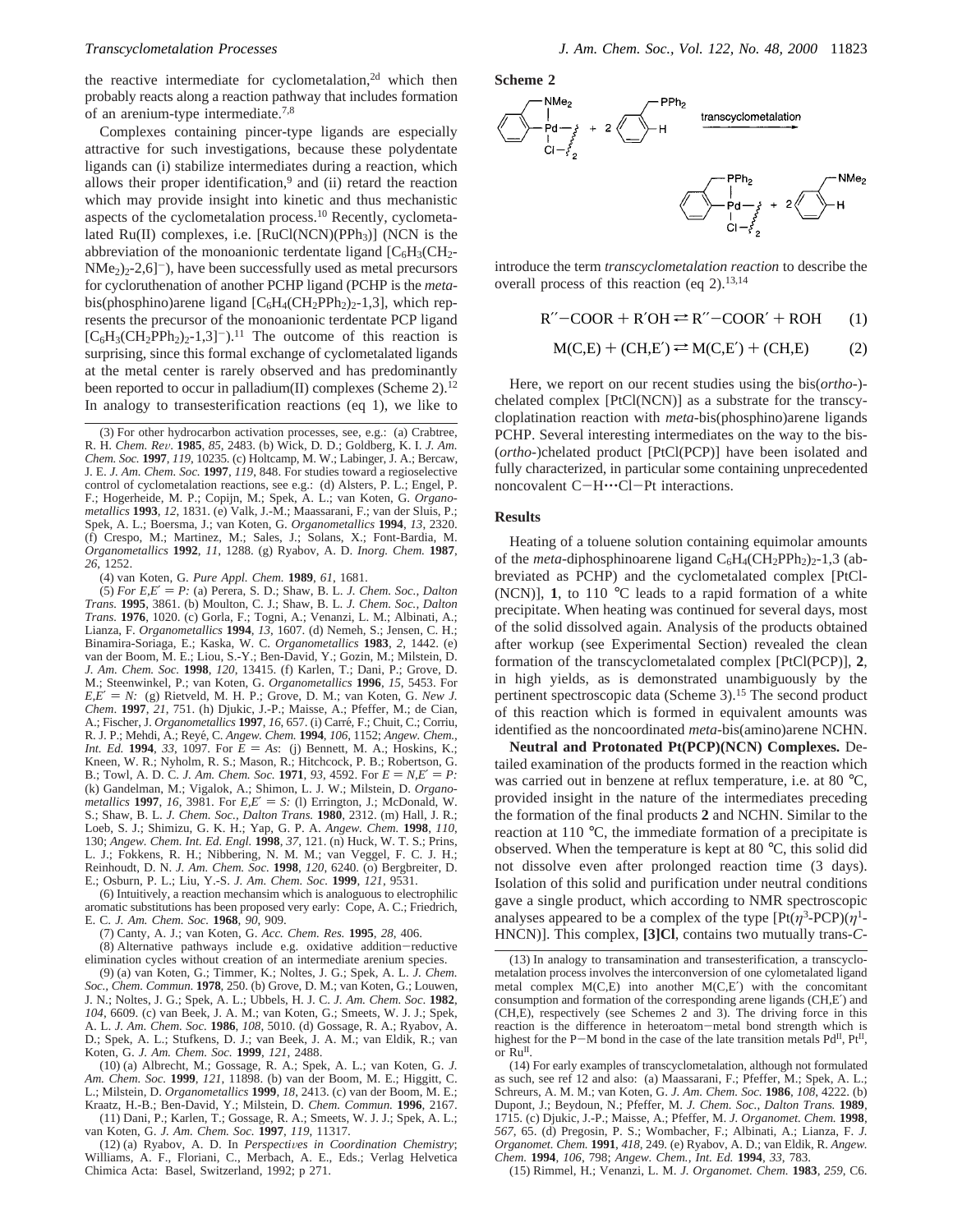the reactive intermediate for cyclometalation,[2d] which then probably reacts along a reaction pathway that includes formation of an arenium-type intermediate.[7,8]

Complexes containing pincer-type ligands are especially attractive for such investigations, because these polydentate ligands can (i) stabilize intermediates during a reaction, which allows their proper identification,[9] and (ii) retard the reaction which may provide insight into kinetic and thus mechanistic aspects of the cyclometalation process.[10] Recently, cyclometalated Ru(II) complexes, i.e. [RuCl(NCN)(PPh$_3$)] (NCN is the abbreviation of the monoanionic terdentate ligand [$C_6H_3(CH_2NMe_2)_2$-2,6]$^-$), have been successfully used as metal precursors for cycloruthenation of another PCHP ligand (PCHP is the *meta*-bis(phosphino)arene ligand [$C_6H_4(CH_2PPh_2)_2$-1,3], which represents the precursor of the monoanionic terdentate PCP ligand [$C_6H_3(CH_2PPh_2)_2$-1,3]$^-$).[11] The outcome of this reaction is surprising, since this formal exchange of cyclometalated ligands at the metal center is rarely observed and has predominantly been reported to occur in palladium(II) complexes (Scheme 2).[12] In analogy to transesterification reactions (eq 1), we like to introduce the term *transcyclometalation reaction* to describe the overall process of this reaction (eq 2).[13,14]

**Scheme 2**

$$\text{R}''\text{–COOR} + \text{R}'\text{OH} \rightleftarrows \text{R}''\text{–COOR}' + \text{ROH} \qquad (1)$$

$$\text{M(C,E)} + (\text{CH,E}') \rightleftarrows \text{M(C,E}') + (\text{CH,E}) \qquad (2)$$

Here, we report on our recent studies using the bis(*ortho*-)-chelated complex [PtCl(NCN)] as a substrate for the transcycloplatination reaction with *meta*-bis(phosphino)arene ligands PCHP. Several interesting intermediates on the way to the bis(*ortho*-)chelated product [PtCl(PCP)] have been isolated and fully characterized, in particular some containing unprecedented noncovalent C–H···Cl–Pt interactions.

## Results

Heating of a toluene solution containing equimolar amounts of the *meta*-diphosphinoarene ligand $C_6H_4(CH_2PPh_2)_2$-1,3 (abbreviated as PCHP) and the cyclometalated complex [PtCl(NCN)], **1**, to 110 °C leads to a rapid formation of a white precipitate. When heating was continued for several days, most of the solid dissolved again. Analysis of the products obtained after workup (see Experimental Section) revealed the clean formation of the transcyclometalated complex [PtCl(PCP)], **2**, in high yields, as is demonstrated unambiguously by the pertinent spectroscopic data (Scheme 3).[15] The second product of this reaction which is formed in equivalent amounts was identified as the noncoordinated *meta*-bis(amino)arene NCHN.

**Neutral and Protonated Pt(PCP)(NCN) Complexes.** Detailed examination of the products formed in the reaction which was carried out in benzene at reflux temperature, i.e. at 80 °C, provided insight in the nature of the intermediates preceding the formation of the final products **2** and NCHN. Similar to the reaction at 110 °C, the immediate formation of a precipitate is observed. When the temperature is kept at 80 °C, this solid did not dissolve even after prolonged reaction time (3 days). Isolation of this solid and purification under neutral conditions gave a single product, which according to NMR spectroscopic analyses appeared to be a complex of the type [Pt($\eta^3$-PCP)($\eta^1$-HNCN)]. This complex, **[3]Cl**, contains two mutually trans-*C*-

---

(3) For other hydrocarbon activation processes, see, e.g.: (a) Crabtree, R. H. *Chem. Rev.* **1985**, *85*, 2483. (b) Wick, D. D.; Goldberg, K. I. *J. Am. Chem. Soc.* **1997**, *119*, 10235. (c) Holtcamp, M. W.; Labinger, J. A.; Bercaw, J. E. *J. Am. Chem. Soc.* **1997**, *119*, 848. For studies toward a regioselective control of cyclometalation reactions, see e.g.: (d) Alsters, P. L.; Engel, P. F.; Hogerheide, M. P.; Copijn, M.; Spek, A. L.; van Koten, G. *Organometallics* **1993**, *12*, 1831. (e) Valk, J.-M.; Maassarani, F.; van der Sluis, P.; Spek, A. L.; Boersma, J.; van Koten, G. *Organometallics* **1994**, *13*, 2320. (f) Crespo, M.; Martinez, M.; Sales, J.; Solans, X.; Font-Bardia, M. *Organometallics* **1992**, *11*, 1288. (g) Ryabov, A. D. *Inorg. Chem.* **1987**, *26*, 1252.

(4) van Koten, G. *Pure Appl. Chem.* **1989**, *61*, 1681.

(5) *For E,E′ = P:* (a) Perera, S. D.; Shaw, B. L. *J. Chem. Soc., Dalton Trans.* **1995**, 3861. (b) Moulton, C. J.; Shaw, B. L. *J. Chem. Soc., Dalton Trans.* **1976**, 1020. (c) Gorla, F.; Togni, A.; Venanzi, L. M.; Albinati, A.; Lianza, F. *Organometallics* **1994**, *13*, 1607. (d) Nemeh, S.; Jensen, C. H.; Binamira-Soriaga, E.; Kaska, W. C. *Organometallics* **1983**, *2*, 1442. (e) van der Boom, M. E.; Liou, S.-Y.; Ben-David, Y.; Gozin, M.; Milstein, D. *J. Am. Chem. Soc.* **1998**, *120*, 13415. (f) Karlen, T.; Dani, P.; Grove, D. M.; Steenwinkel, P.; van Koten, G. *Organometallics* **1996**, *15*, 5453. For *E,E′ = N:* (g) Rietveld, M. H. P.; Grove, D. M.; van Koten, G. *New J. Chem.* **1997**, *21*, 751. (h) Djukic, J.-P.; Maisse, A.; Pfeffer, M.; de Cian, A.; Fischer, J. *Organometallics* **1997**, *16*, 657. (i) Carré, F.; Chuit, C.; Corriu, R. J. P.; Mehdi, A.; Reyé, C. *Angew. Chem.* **1994**, *106*, 1152; *Angew. Chem., Int. Ed.* **1994**, *33*, 1097. For *E = As*: (j) Bennett, M. A.; Hoskins, K.; Kneen, W. R.; Nyholm, R. S.; Mason, R.; Hitchcock, P. B.; Robertson, G. B.; Towl, A. D. C. *J. Am. Chem. Soc.* **1971**, *93*, 4592. For *E = N,E′ = P:* (k) Gandelman, M.; Vigalok, A.; Shimon, L. J. W.; Milstein, D. *Organometallics* **1997**, *16*, 3981. For *E,E′ = S:* (l) Errington, J.; McDonald, W. S.; Shaw, B. L. *J. Chem. Soc., Dalton Trans.* **1980**, 2312. (m) Hall, J. R.; Loeb, S. J.; Shimizu, G. K. H.; Yap, G. P. A. *Angew. Chem.* **1998**, *110*, 130; *Angew. Chem. Int. Ed. Engl.* **1998**, *37*, 121. (n) Huck, W. T. S.; Prins, L. J.; Fokkens, R. H.; Nibbering, N. M. M.; van Veggel, F. C. J. M.; Reinhoudt, D. N. *J. Am. Chem. Soc.* **1998**, *120*, 6240. (o) Bergbreiter, D. E.; Osburn, P. L.; Liu, Y.-S. *J. Am. Chem. Soc.* **1999**, *121*, 9531.

(6) Intuitively, a reaction mechansim which is analoguous to electrophilic aromatic substitutions has been proposed very early: Cope, A. C.; Friedrich, E. C. *J. Am. Chem. Soc.* **1968**, *90*, 909.

(7) Canty, A. J.; van Koten, G. *Acc. Chem. Res.* **1995**, *28*, 406.

(8) Alternative pathways include e.g. oxidative addition–reductive elimination cycles without creation of an intermediate arenium species.

(9) (a) van Koten, G.; Timmer, K.; Noltes, J. G.; Spek, A. L. *J. Chem. Soc., Chem. Commun.* **1978**, 250. (b) Grove, D. M.; van Koten, G.; Louwen, J. N.; Noltes, J. G.; Spek, A. L.; Ubbels, H. J. C. *J. Am. Chem. Soc.* **1982**, *104*, 6609. (c) van Beek, J. A. M.; van Koten, G.; Smeets, W. J. J.; Spek, A. L. *J. Am. Chem. Soc.* **1986**, *108*, 5010. (d) Gossage, R. A.; Ryabov, A. D.; Spek, A. L.; Stufkens, D. J.; van Beek, J. A. M.; van Eldik, R.; van Koten, G. *J. Am. Chem. Soc.* **1999**, *121*, 2488.

(10) (a) Albrecht, M.; Gossage, R. A.; Spek, A. L.; van Koten, G. *J. Am. Chem. Soc.* **1999**, *121*, 11898. (b) van der Boom, M. E.; Higgitt, C. L.; Milstein, D. *Organometallics* **1999**, *18*, 2413. (c) van der Boom, M. E.; Kraatz, H.-B.; Ben-David, Y.; Milstein, D. *Chem. Commun.* **1996**, 2167.

(11) Dani, P.; Karlen, T.; Gossage, R. A.; Smeets, W. J. J.; Spek, A. L.; van Koten, G. *J. Am. Chem. Soc.* **1997**, *119*, 11317.

(12) (a) Ryabov, A. D. In *Perspectives in Coordination Chemistry*; Williams, A. F., Floriani, C., Merbach, A. E., Eds.; Verlag Helvetica Chimica Acta: Basel, Switzerland, 1992; p 271.

(13) In analogy to transamination and transesterification, a transcyclometalation process involves the interconversion of one cylometalated ligand metal complex M(C,E) into another M(C,E′) with the concomitant consumption and formation of the corresponding arene ligands (CH,E′) and (CH,E), respectively (see Schemes 2 and 3). The driving force in this reaction is the difference in heteroatom–metal bond strength which is highest for the P–M bond in the case of the late transition metals Pd$^{II}$, Pt$^{II}$, or Ru$^{II}$.

(14) For early examples of transcyclometalation, although not formulated as such, see ref 12 and also: (a) Maassarani, F.; Pfeffer, M.; Spek, A. L.; Schreurs, A. M. M.; van Koten, G. *J. Am. Chem. Soc.* **1986**, *108*, 4222. (b) Dupont, J.; Beydoun, N.; Pfeffer, M. *J. Chem. Soc., Dalton Trans.* **1989**, 1715. (c) Djukic, J.-P.; Maisse, A.; Pfeffer, M. *J. Organomet. Chem.* **1998**, *567*, 65. (d) Pregosin, P. S.; Wombacher, F.; Albinati, A.; Lianza, F. *J. Organomet. Chem.* **1991**, *418*, 249. (e) Ryabov, A. D.; van Eldik, R. *Angew. Chem.* **1994**, *106*, 798; *Angew. Chem., Int. Ed.* **1994**, *33*, 783.

(15) Rimmel, H.; Venanzi, L. M. *J. Organomet. Chem.* **1983**, *259*, C6.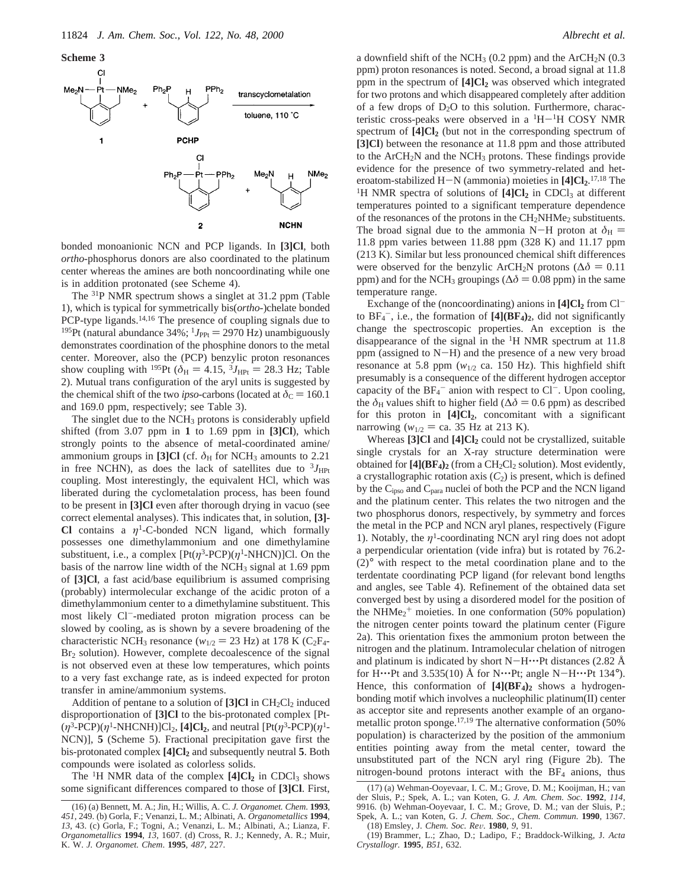**Scheme 3**

bonded monoanionic NCN and PCP ligands. In **[3]Cl**, both *ortho*-phosphorus donors are also coordinated to the platinum center whereas the amines are both noncoordinating while one is in addition protonated (see Scheme 4).

The $^{31}$P NMR spectrum shows a singlet at 31.2 ppm (Table 1), which is typical for symmetrically bis(*ortho*-)chelate bonded PCP-type ligands.[14,16] The presence of coupling signals due to $^{195}$Pt (natural abundance 34%; $^{1}J_{PPt}$ = 2970 Hz) unambiguously demonstrates coordination of the phosphine donors to the metal center. Moreover, also the (PCP) benzylic proton resonances show coupling with $^{195}$Pt ($\delta_H$ = 4.15, $^{3}J_{HPt}$ = 28.3 Hz; Table 2). Mutual trans configuration of the aryl units is suggested by the chemical shift of the two *ipso*-carbons (located at $\delta_C$ = 160.1 and 169.0 ppm, respectively; see Table 3).

The singlet due to the $NCH_3$ protons is considerably upfield shifted (from 3.07 ppm in **1** to 1.69 ppm in **[3]Cl**), which strongly points to the absence of metal-coordinated amine/ammonium groups in **[3]Cl** (cf. $\delta_H$ for $NCH_3$ amounts to 2.21 in free NCHN), as does the lack of satellites due to $^{3}J_{HPt}$ coupling. Most interestingly, the equivalent HCl, which was liberated during the cyclometalation process, has been found to be present in **[3]Cl** even after thorough drying in vacuo (see correct elemental analyses). This indicates that, in solution, **[3]Cl** contains a $\eta^1$-C-bonded NCN ligand, which formally possesses one dimethylammonium and one dimethylamine substituent, i.e., a complex [Pt($\eta^3$-PCP)($\eta^1$-NHCN)]Cl. On the basis of the narrow line width of the $NCH_3$ signal at 1.69 ppm of **[3]Cl**, a fast acid/base equilibrium is assumed comprising (probably) intermolecular exchange of the acidic proton of a dimethylammonium center to a dimethylamine substituent. This most likely $Cl^-$-mediated proton migration process can be slowed by cooling, as is shown by a severe broadening of the characteristic $NCH_3$ resonance ($w_{1/2}$ = 23 Hz) at 178 K ($C_2F_4Br_2$ solution). However, complete decoalescence of the signal is not observed even at these low temperatures, which points to a very fast exchange rate, as is indeed expected for proton transfer in amine/ammonium systems.

Addition of pentane to a solution of **[3]Cl** in $CH_2Cl_2$ induced disproportionation of **[3]Cl** to the bis-protonated complex [Pt($\eta^3$-PCP)($\eta^1$-NHCNH)]$Cl_2$, **[4]Cl$_2$**, and neutral [Pt($\eta^3$-PCP)($\eta^1$-NCN)], **5** (Scheme 5). Fractional precipitation gave first the bis-protonated complex **[4]Cl$_2$** and subsequently neutral **5**. Both compounds were isolated as colorless solids.

The $^1$H NMR data of the complex **[4]Cl$_2$** in $CDCl_3$ shows some significant differences compared to those of **[3]Cl**. First, a downfield shift of the $NCH_3$ (0.2 ppm) and the $ArCH_2N$ (0.3 ppm) proton resonances is noted. Second, a broad signal at 11.8 ppm in the spectrum of **[4]Cl$_2$** was observed which integrated for two protons and which disappeared completely after addition of a few drops of $D_2O$ to this solution. Furthermore, characteristic cross-peaks were observed in a $^1$H−$^1$H COSY NMR spectrum of **[4]Cl$_2$** (but not in the corresponding spectrum of **[3]Cl**) between the resonance at 11.8 ppm and those attributed to the $ArCH_2N$ and the $NCH_3$ protons. These findings provide evidence for the presence of two symmetry-related and heteroatom-stabilized H−N (ammonia) moieties in **[4]Cl$_2$**.[17,18] The $^1$H NMR spectra of solutions of **[4]Cl$_2$** in $CDCl_3$ at different temperatures pointed to a significant temperature dependence of the resonances of the protons in the $CH_2NHMe_2$ substituents. The broad signal due to the ammonia N−H proton at $\delta_H$ = 11.8 ppm varies between 11.88 ppm (328 K) and 11.17 ppm (213 K). Similar but less pronounced chemical shift differences were observed for the benzylic $ArCH_2N$ protons ($\Delta\delta$ = 0.11 ppm) and for the $NCH_3$ groupings ($\Delta\delta$ = 0.08 ppm) in the same temperature range.

Exchange of the (noncoordinating) anions in **[4]Cl$_2$** from $Cl^-$ to $BF_4^-$, i.e., the formation of **[4](BF$_4$)$_2$**, did not significantly change the spectroscopic properties. An exception is the disappearance of the signal in the $^1$H NMR spectrum at 11.8 ppm (assigned to N−H) and the presence of a new very broad resonance at 5.8 ppm ($w_{1/2}$ ca. 150 Hz). This highfield shift presumably is a consequence of the different hydrogen acceptor capacity of the $BF_4^-$ anion with respect to $Cl^-$. Upon cooling, the $\delta_H$ values shift to higher field ($\Delta\delta$ = 0.6 ppm) as described for this proton in **[4]Cl$_2$**, concomitant with a significant narrowing ($w_{1/2}$ = ca. 35 Hz at 213 K).

Whereas **[3]Cl** and **[4]Cl$_2$** could not be crystallized, suitable single crystals for an X-ray structure determination were obtained for **[4](BF$_4$)$_2$** (from a $CH_2Cl_2$ solution). Most evidently, a crystallographic rotation axis ($C_2$) is present, which is defined by the $C_{ipso}$ and $C_{para}$ nuclei of both the PCP and the NCN ligand and the platinum center. This relates the two nitrogen and the two phosphorus donors, respectively, by symmetry and forces the metal in the PCP and NCN aryl planes, respectively (Figure 1). Notably, the $\eta^1$-coordinating NCN aryl ring does not adopt a perpendicular orientation (vide infra) but is rotated by 76.2(2)° with respect to the metal coordination plane and to the terdentate coordinating PCP ligand (for relevant bond lengths and angles, see Table 4). Refinement of the obtained data set converged best by using a disordered model for the position of the $NHMe_2^+$ moieties. In one conformation (50% population) the nitrogen center points toward the platinum center (Figure 2a). This orientation fixes the ammonium proton between the nitrogen and the platinum. Intramolecular chelation of nitrogen and platinum is indicated by short N−H···Pt distances (2.82 Å for H···Pt and 3.535(10) Å for N···Pt; angle N−H···Pt 134°). Hence, this conformation of **[4](BF$_4$)$_2$** shows a hydrogen-bonding motif which involves a nucleophilic platinum(II) center as acceptor site and represents another example of an organometallic proton sponge.[17,19] The alternative conformation (50% population) is characterized by the position of the ammonium entities pointing away from the metal center, toward the unsubstituted part of the NCN aryl ring (Figure 2b). The nitrogen-bound protons interact with the $BF_4$ anions, thus

(16) (a) Bennett, M. A.; Jin, H.; Willis, A. C. *J. Organomet. Chem.* **1993**, *451*, 249. (b) Gorla, F.; Venanzi, L. M.; Albinati, A. *Organometallics* **1994**, *13*, 43. (c) Gorla, F.; Togni, A.; Venanzi, L. M.; Albinati, A.; Lianza, F. *Organometallics* **1994**, *13*, 1607. (d) Cross, R. J.; Kennedy, A. R.; Muir, K. W. *J. Organomet. Chem*. **1995**, *487*, 227.

(17) (a) Wehman-Ooyevaar, I. C. M.; Grove, D. M.; Kooijman, H.; van der Sluis, P.; Spek, A. L.; van Koten, G. *J. Am. Chem. Soc.* **1992**, *114*, 9916. (b) Wehman-Ooyevaar, I. C. M.; Grove, D. M.; van der Sluis, P.; Spek, A. L.; van Koten, G. *J. Chem. Soc., Chem. Commun.* **1990**, 1367.

(18) Emsley, J. *Chem. Soc. Rev.* **1980**, *9*, 91.

(19) Brammer, L.; Zhao, D.; Ladipo, F.; Braddock-Wilking, J. *Acta Crystallogr.* **1995**, *B51*, 632.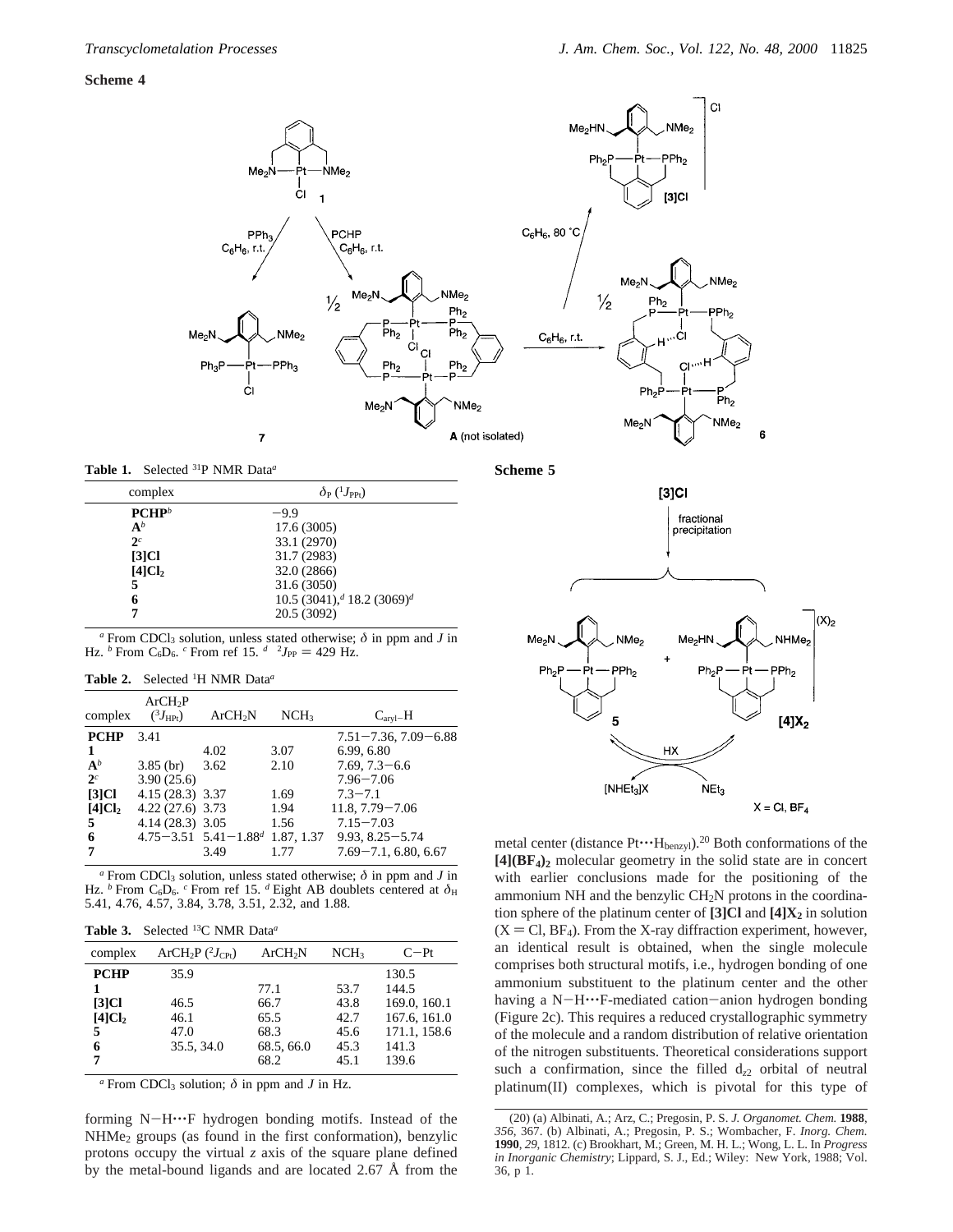**Scheme 4**

**Table 1.** Selected $^{31}$P NMR Data[a]

| complex | $\delta_P$ ($^1J_{PPt}$) |
|---|---|
| **PCHP**[b] | −9.9 |
| **A**[b] | 17.6 (3005) |
| **2**[c] | 33.1 (2970) |
| **[3]Cl** | 31.7 (2983) |
| **[4]Cl$_2$** | 32.0 (2866) |
| **5** | 31.6 (3050) |
| **6** | 10.5 (3041),[d] 18.2 (3069)[d] |
| **7** | 20.5 (3092) |

[a] From $CDCl_3$ solution, unless stated otherwise; $\delta$ in ppm and $J$ in Hz. [b] From $C_6D_6$. [c] From ref 15. [d] $^2J_{PP}$ = 429 Hz.

**Table 2.** Selected $^1$H NMR Data[a]

| complex | ArCH$_2$P ($^3J_{HPt}$) | ArCH$_2$N | NCH$_3$ | C$_{aryl}$−H |
|---|---|---|---|---|
| **PCHP** | 3.41 | | | 7.51−7.36, 7.09−6.88 |
| **1** | | 4.02 | 3.07 | 6.99, 6.80 |
| **A**[b] | 3.85 (br) | 3.62 | 2.10 | 7.69, 7.3−6.6 |
| **2**[c] | 3.90 (25.6) | | | 7.96−7.06 |
| **[3]Cl** | 4.15 (28.3) | 3.37 | 1.69 | 7.3−7.1 |
| **[4]Cl$_2$** | 4.22 (27.6) | 3.73 | 1.94 | 11.8, 7.79−7.06 |
| **5** | 4.14 (28.3) | 3.05 | 1.56 | 7.15−7.03 |
| **6** | 4.75−3.51 | 5.41−1.88[d] | 1.87, 1.37 | 9.93, 8.25−5.74 |
| **7** | | 3.49 | 1.77 | 7.69−7.1, 6.80, 6.67 |

[a] From $CDCl_3$ solution, unless stated otherwise; $\delta$ in ppm and $J$ in Hz. [b] From $C_6D_6$. [c] From ref 15. [d] Eight AB doublets centered at $\delta_H$ 5.41, 4.76, 4.57, 3.84, 3.78, 3.51, 2.32, and 1.88.

**Table 3.** Selected $^{13}$C NMR Data[a]

| complex | ArCH$_2$P ($^2J_{CPt}$) | ArCH$_2$N | NCH$_3$ | C−Pt |
|---|---|---|---|---|
| **PCHP** | 35.9 | | | 130.5 |
| **1** | | 77.1 | 53.7 | 144.5 |
| **[3]Cl** | 46.5 | 66.7 | 43.8 | 169.0, 160.1 |
| **[4]Cl$_2$** | 46.1 | 65.5 | 42.7 | 167.6, 161.0 |
| **5** | 47.0 | 68.3 | 45.6 | 171.1, 158.6 |
| **6** | 35.5, 34.0 | 68.5, 66.0 | 45.3 | 141.3 |
| **7** | | 68.2 | 45.1 | 139.6 |

[a] From $CDCl_3$ solution; $\delta$ in ppm and $J$ in Hz.

**Scheme 5**

forming N−H···F hydrogen bonding motifs. Instead of the $NHMe_2$ groups (as found in the first conformation), benzylic protons occupy the virtual $z$ axis of the square plane defined by the metal-bound ligands and are located 2.67 Å from the metal center (distance Pt···H$_{benzyl}$).[20] Both conformations of the **[4](BF$_4$)$_2$** molecular geometry in the solid state are in concert with earlier conclusions made for the positioning of the ammonium NH and the benzylic $CH_2N$ protons in the coordination sphere of the platinum center of **[3]Cl** and **[4]X$_2$** in solution (X = Cl, $BF_4$). From the X-ray diffraction experiment, however, an identical result is obtained, when the single molecule comprises both structural motifs, i.e., hydrogen bonding of one ammonium substituent to the platinum center and the other having a N−H···F-mediated cation−anion hydrogen bonding (Figure 2c). This requires a reduced crystallographic symmetry of the molecule and a random distribution of relative orientation of the nitrogen substituents. Theoretical considerations support such a confirmation, since the filled $d_{z^2}$ orbital of neutral platinum(II) complexes, which is pivotal for this type of

(20) (a) Albinati, A.; Arz, C.; Pregosin, P. S. *J. Organomet. Chem.* **1988**, *356*, 367. (b) Albinati, A.; Pregosin, P. S.; Wombacher, F. *Inorg. Chem.* **1990**, *29*, 1812. (c) Brookhart, M.; Green, M. H. L.; Wong, L. L. In *Progress in Inorganic Chemistry*; Lippard, S. J., Ed.; Wiley: New York, 1988; Vol. 36, p 1.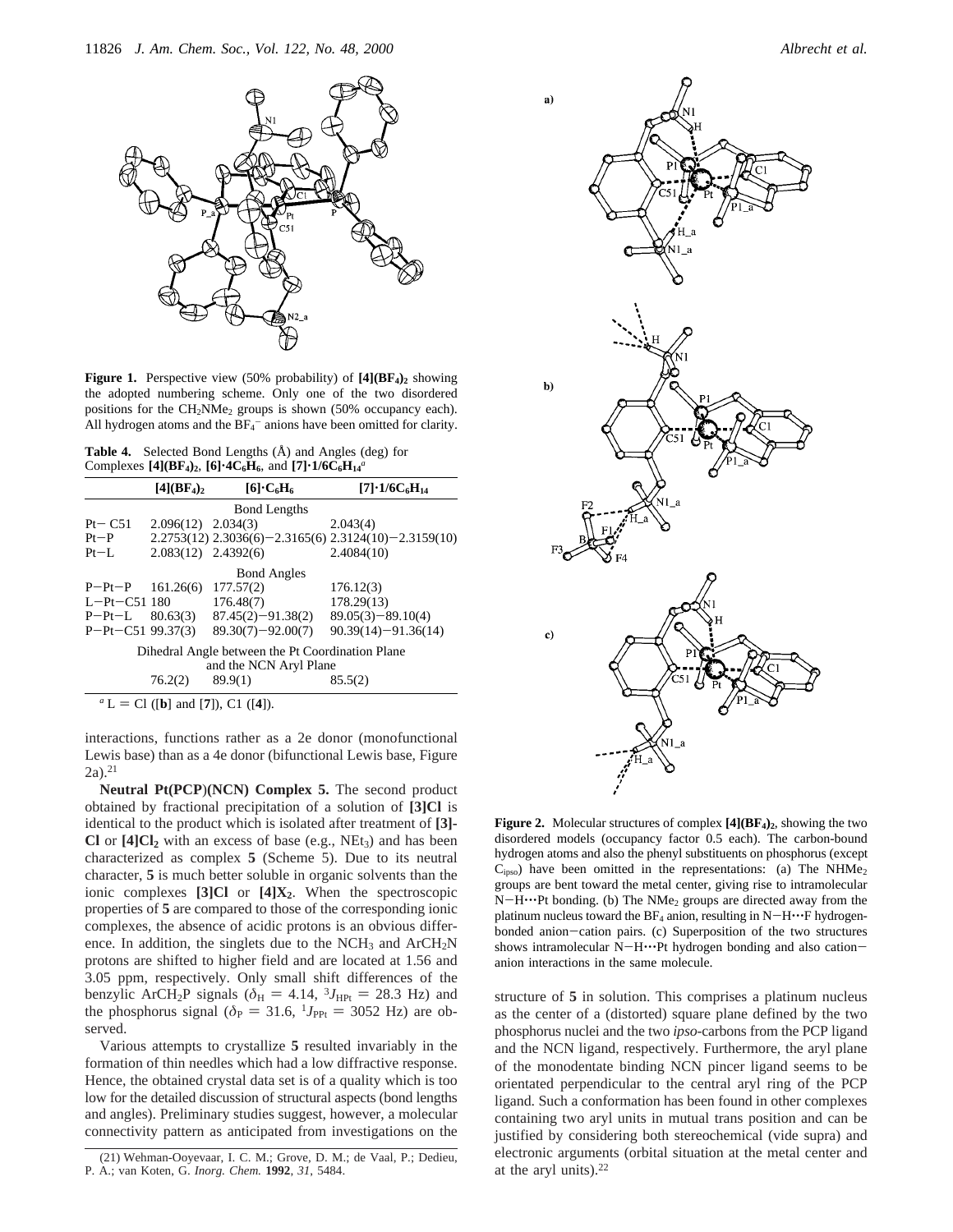**Figure 1.** Perspective view (50% probability) of **[4](BF$_4$)$_2$** showing the adopted numbering scheme. Only one of the two disordered positions for the CH$_2$NMe$_2$ groups is shown (50% occupancy each). All hydrogen atoms and the BF$_4^-$ anions have been omitted for clarity.

**Table 4.** Selected Bond Lengths (Å) and Angles (deg) for Complexes **[4](BF$_4$)$_2$**, **[6]·4C$_6$H$_6$**, and **[7]·1/6C$_6$H$_{14}$**[a]

| | [4](BF$_4$)$_2$ | [6]·C$_6$H$_6$ | [7]·1/6C$_6$H$_{14}$ |
|---|---|---|---|
| Bond Lengths | | | |
| Pt−C51 | 2.096(12) | 2.034(3) | 2.043(4) |
| Pt−P | 2.2753(12) | 2.3036(6)−2.3165(6) | 2.3124(10)−2.3159(10) |
| Pt−L | 2.083(12) | 2.4392(6) | 2.4084(10) |
| Bond Angles | | | |
| P−Pt−P | 161.26(6) | 177.57(2) | 176.12(3) |
| L−Pt−C51 | 180 | 176.48(7) | 178.29(13) |
| P−Pt−L | 80.63(3) | 87.45(2)−91.38(2) | 89.05(3)−89.10(4) |
| P−Pt−C51 | 99.37(3) | 89.30(7)−92.00(7) | 90.39(14)−91.36(14) |
| Dihedral Angle between the Pt Coordination Plane and the NCN Aryl Plane | | | |
| | 76.2(2) | 89.9(1) | 85.5(2) |

[a] L = Cl ([**b**] and [**7**]), C1 ([**4**]).

interactions, functions rather as a 2e donor (monofunctional Lewis base) than as a 4e donor (bifunctional Lewis base, Figure 2a).[21]

**Neutral Pt(PCP)(NCN) Complex 5.** The second product obtained by fractional precipitation of a solution of **[3]Cl** is identical to the product which is isolated after treatment of **[3]-Cl** or **[4]Cl$_2$** with an excess of base (e.g., NEt$_3$) and has been characterized as complex **5** (Scheme 5). Due to its neutral character, **5** is much better soluble in organic solvents than the ionic complexes **[3]Cl** or **[4]X$_2$**. When the spectroscopic properties of **5** are compared to those of the corresponding ionic complexes, the absence of acidic protons is an obvious difference. In addition, the singlets due to the NCH$_3$ and ArCH$_2$N protons are shifted to higher field and are located at 1.56 and 3.05 ppm, respectively. Only small shift differences of the benzylic ArCH$_2$P signals ($\delta_H$ = 4.14, $^3J_{HPt}$ = 28.3 Hz) and the phosphorus signal ($\delta_P$ = 31.6, $^1J_{PPt}$ = 3052 Hz) are observed.

Various attempts to crystallize **5** resulted invariably in the formation of thin needles which had a low diffractive response. Hence, the obtained crystal data set is of a quality which is too low for the detailed discussion of structural aspects (bond lengths and angles). Preliminary studies suggest, however, a molecular connectivity pattern as anticipated from investigations on the structure of **5** in solution. This comprises a platinum nucleus as the center of a (distorted) square plane defined by the two phosphorus nuclei and the two *ipso*-carbons from the PCP ligand and the NCN ligand, respectively. Furthermore, the aryl plane of the monodentate binding NCN pincer ligand seems to be orientated perpendicular to the central aryl ring of the PCP ligand. Such a conformation has been found in other complexes containing two aryl units in mutual trans position and can be justified by considering both stereochemical (vide supra) and electronic arguments (orbital situation at the metal center and at the aryl units).[22]

**Figure 2.** Molecular structures of complex **[4](BF$_4$)$_2$**, showing the two disordered models (occupancy factor 0.5 each). The carbon-bound hydrogen atoms and also the phenyl substituents on phosphorus (except C$_{ipso}$) have been omitted in the representations: (a) The NHMe$_2$ groups are bent toward the metal center, giving rise to intramolecular N−H···Pt bonding. (b) The NMe$_2$ groups are directed away from the platinum nucleus toward the BF$_4$ anion, resulting in N−H···F hydrogen-bonded anion−cation pairs. (c) Superposition of the two structures shows intramolecular N−H···Pt hydrogen bonding and also cation−anion interactions in the same molecule.

(21) Wehman-Ooyevaar, I. C. M.; Grove, D. M.; de Vaal, P.; Dedieu, P. A.; van Koten, G. *Inorg. Chem.* **1992**, *31*, 5484.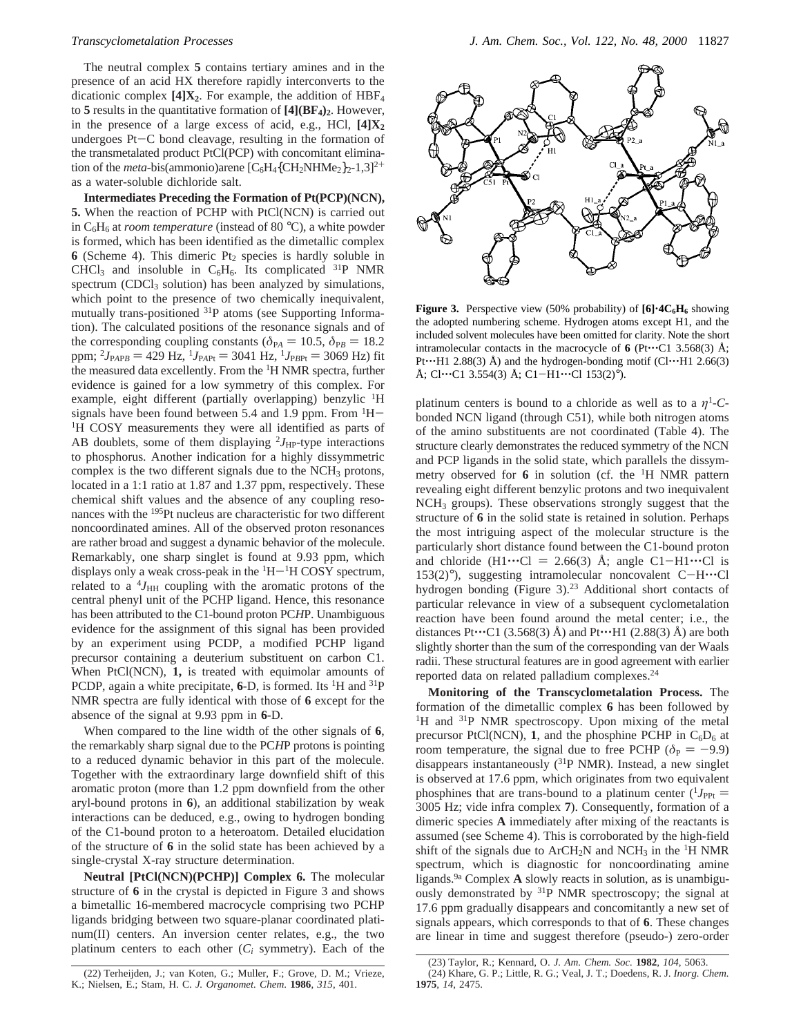The neutral complex **5** contains tertiary amines and in the presence of an acid HX therefore rapidly interconverts to the dicationic complex **[4]X$_2$**. For example, the addition of $HBF_4$ to **5** results in the quantitative formation of **[4](BF$_4$)$_2$**. However, in the presence of a large excess of acid, e.g., HCl, **[4]X$_2$** undergoes Pt−C bond cleavage, resulting in the formation of the transmetalated product PtCl(PCP) with concomitant elimination of the *meta*-bis(ammonio)arene $[C_6H_4\{CH_2NHMe_2\}_2\text{-}1,3]^{2+}$ as a water-soluble dichloride salt.

**Intermediates Preceding the Formation of Pt(PCP)(NCN), 5.** When the reaction of PCHP with PtCl(NCN) is carried out in $C_6H_6$ at *room temperature* (instead of 80 °C), a white powder is formed, which has been identified as the dimetallic complex **6** (Scheme 4). This dimeric $Pt_2$ species is hardly soluble in $CHCl_3$ and insoluble in $C_6H_6$. Its complicated $^{31}$P NMR spectrum ($CDCl_3$ solution) has been analyzed by simulations, which point to the presence of two chemically inequivalent, mutually trans-positioned $^{31}$P atoms (see Supporting Information). The calculated positions of the resonance signals and of the corresponding coupling constants ($\delta_{PA}$ = 10.5, $\delta_{PB}$ = 18.2 ppm; $^2J_{PAPB}$ = 429 Hz, $^1J_{PAPt}$ = 3041 Hz, $^1J_{PBPt}$ = 3069 Hz) fit the measured data excellently. From the $^1$H NMR spectra, further evidence is gained for a low symmetry of this complex. For example, eight different (partially overlapping) benzylic $^1$H signals have been found between 5.4 and 1.9 ppm. From $^1$H−$^1$H COSY measurements they were all identified as parts of AB doublets, some of them displaying $^2J_{HP}$-type interactions to phosphorus. Another indication for a highly dissymmetric complex is the two different signals due to the $NCH_3$ protons, located in a 1:1 ratio at 1.87 and 1.37 ppm, respectively. These chemical shift values and the absence of any coupling resonances with the $^{195}$Pt nucleus are characteristic for two different noncoordinated amines. All of the observed proton resonances are rather broad and suggest a dynamic behavior of the molecule. Remarkably, one sharp singlet is found at 9.93 ppm, which displays only a weak cross-peak in the $^1$H−$^1$H COSY spectrum, related to a $^4J_{HH}$ coupling with the aromatic protons of the central phenyl unit of the PCHP ligand. Hence, this resonance has been attributed to the C1-bound proton PC*H*P. Unambiguous evidence for the assignment of this signal has been provided by an experiment using PCDP, a modified PCHP ligand precursor containing a deuterium substituent on carbon C1. When PtCl(NCN), **1**, is treated with equimolar amounts of PCDP, again a white precipitate, **6**-D, is formed. Its $^1$H and $^{31}$P NMR spectra are fully identical with those of **6** except for the absence of the signal at 9.93 ppm in **6**-D.

When compared to the line width of the other signals of **6**, the remarkably sharp signal due to the PC*H*P protons is pointing to a reduced dynamic behavior in this part of the molecule. Together with the extraordinary large downfield shift of this aromatic proton (more than 1.2 ppm downfield from the other aryl-bound protons in **6**), an additional stabilization by weak interactions can be deduced, e.g., owing to hydrogen bonding of the C1-bound proton to a heteroatom. Detailed elucidation of the structure of **6** in the solid state has been achieved by a single-crystal X-ray structure determination.

**Neutral [PtCl(NCN)(PCHP)] Complex 6.** The molecular structure of **6** in the crystal is depicted in Figure 3 and shows a bimetallic 16-membered macrocycle comprising two PCHP ligands bridging between two square-planar coordinated platinum(II) centers. An inversion center relates, e.g., the two platinum centers to each other ($C_i$ symmetry). Each of the platinum centers is bound to a chloride as well as to a $\eta^1$-*C*-bonded NCN ligand (through C51), while both nitrogen atoms of the amino substituents are not coordinated (Table 4). The structure clearly demonstrates the reduced symmetry of the NCN and PCP ligands in the solid state, which parallels the dissymmetry observed for **6** in solution (cf. the $^1$H NMR pattern revealing eight different benzylic protons and two inequivalent $NCH_3$ groups). These observations strongly suggest that the structure of **6** in the solid state is retained in solution. Perhaps the most intriguing aspect of the molecular structure is the particularly short distance found between the C1-bound proton and chloride (H1···Cl = 2.66(3) Å; angle C1−H1···Cl is 153(2)°), suggesting intramolecular noncovalent C−H···Cl hydrogen bonding (Figure 3).[23] Additional short contacts of particular relevance in view of a subsequent cyclometalation reaction have been found around the metal center; i.e., the distances Pt···C1 (3.568(3) Å) and Pt···H1 (2.88(3) Å) are both slightly shorter than the sum of the corresponding van der Waals radii. These structural features are in good agreement with earlier reported data on related palladium complexes.[24]

**Figure 3.** Perspective view (50% probability) of **[6]·4C$_6$H$_6$** showing the adopted numbering scheme. Hydrogen atoms except H1, and the included solvent molecules have been omitted for clarity. Note the short intramolecular contacts in the macrocycle of **6** (Pt···C1 3.568(3) Å; Pt···H1 2.88(3) Å) and the hydrogen-bonding motif (Cl···H1 2.66(3) Å; Cl···C1 3.554(3) Å; C1−H1···Cl 153(2)°).

**Monitoring of the Transcyclometalation Process.** The formation of the dimetallic complex **6** has been followed by $^1$H and $^{31}$P NMR spectroscopy. Upon mixing of the metal precursor PtCl(NCN), **1**, and the phosphine PCHP in $C_6D_6$ at room temperature, the signal due to free PCHP ($\delta_P$ = −9.9) disappears instantaneously ($^{31}$P NMR). Instead, a new singlet is observed at 17.6 ppm, which originates from two equivalent phosphines that are trans-bound to a platinum center ($^1J_{PPt}$ = 3005 Hz; vide infra complex **7**). Consequently, formation of a dimeric species **A** immediately after mixing of the reactants is assumed (see Scheme 4). This is corroborated by the high-field shift of the signals due to $ArCH_2N$ and $NCH_3$ in the $^1$H NMR spectrum, which is diagnostic for noncoordinating amine ligands.[9a] Complex **A** slowly reacts in solution, as is unambiguously demonstrated by $^{31}$P NMR spectroscopy; the signal at 17.6 ppm gradually disappears and concomitantly a new set of signals appears, which corresponds to that of **6**. These changes are linear in time and suggest therefore (pseudo-) zero-order

(22) Terheijden, J.; van Koten, G.; Muller, F.; Grove, D. M.; Vrieze, K.; Nielsen, E.; Stam, H. C. *J. Organomet. Chem.* **1986**, *315*, 401.

(23) Taylor, R.; Kennard, O. *J. Am. Chem. Soc.* **1982**, *104*, 5063.

(24) Khare, G. P.; Little, R. G.; Veal, J. T.; Doedens, R. J. *Inorg. Chem.* **1975**, *14*, 2475.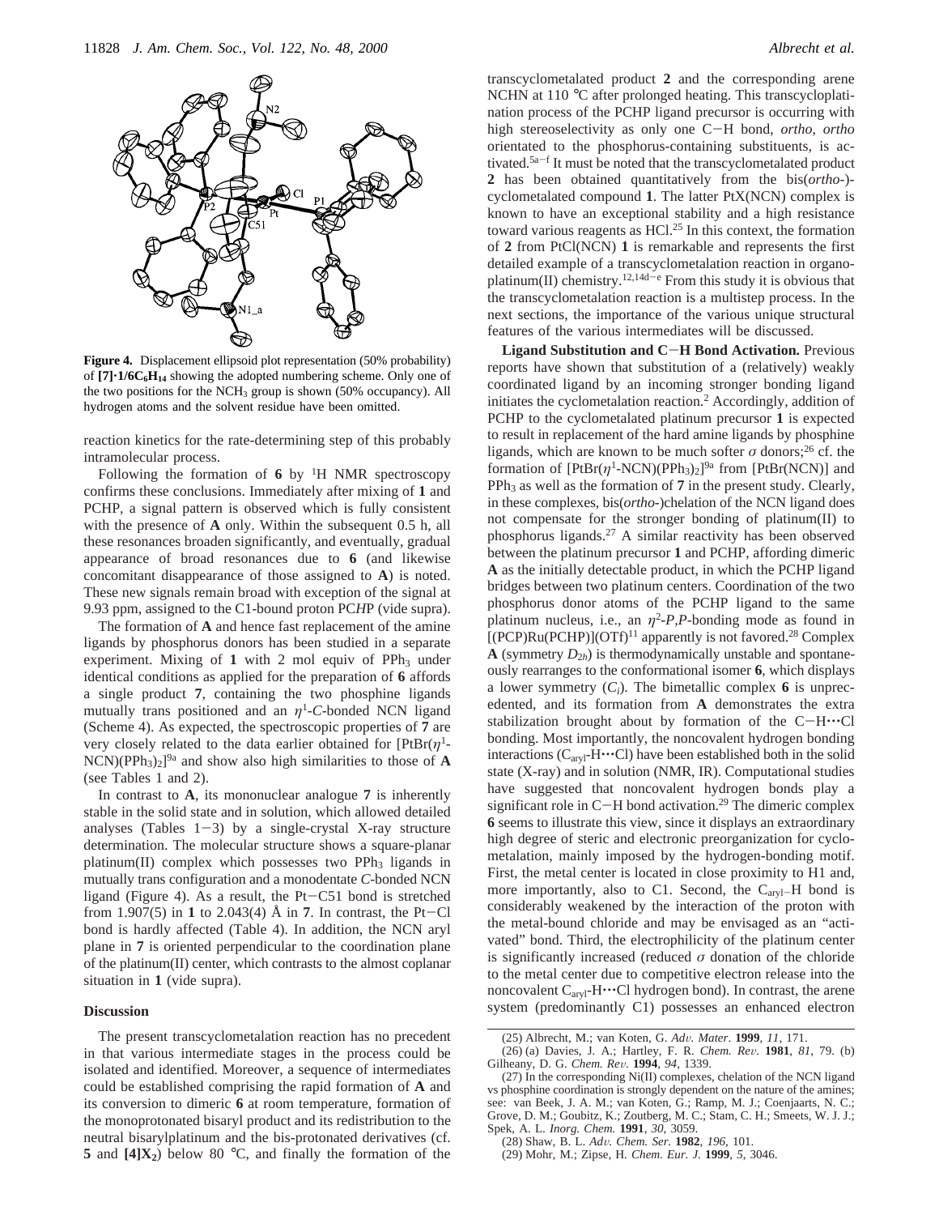**Figure 4.** Displacement ellipsoid plot representation (50% probability) of **[7]·1/6C$_6$H$_{14}$** showing the adopted numbering scheme. Only one of the two positions for the NCH$_3$ group is shown (50% occupancy). All hydrogen atoms and the solvent residue have been omitted.

reaction kinetics for the rate-determining step of this probably intramolecular process.

Following the formation of **6** by $^1$H NMR spectroscopy confirms these conclusions. Immediately after mixing of **1** and PCHP, a signal pattern is observed which is fully consistent with the presence of **A** only. Within the subsequent 0.5 h, all these resonances broaden significantly, and eventually, gradual appearance of broad resonances due to **6** (and likewise concomitant disappearance of those assigned to **A**) is noted. These new signals remain broad with exception of the signal at 9.93 ppm, assigned to the C1-bound proton PC*H*P (vide supra).

The formation of **A** and hence fast replacement of the amine ligands by phosphorus donors has been studied in a separate experiment. Mixing of **1** with 2 mol equiv of PPh$_3$ under identical conditions as applied for the preparation of **6** affords a single product **7**, containing the two phosphine ligands mutually trans positioned and an $\eta^1$-*C*-bonded NCN ligand (Scheme 4). As expected, the spectroscopic properties of **7** are very closely related to the data earlier obtained for [PtBr($\eta^1$-NCN)(PPh$_3$)$_2$][9a] and show also high similarities to those of **A** (see Tables 1 and 2).

In contrast to **A**, its mononuclear analogue **7** is inherently stable in the solid state and in solution, which allowed detailed analyses (Tables 1–3) by a single-crystal X-ray structure determination. The molecular structure shows a square-planar platinum(II) complex which possesses two PPh$_3$ ligands in mutually trans configuration and a monodentate *C*-bonded NCN ligand (Figure 4). As a result, the Pt–C51 bond is stretched from 1.907(5) in **1** to 2.043(4) Å in **7**. In contrast, the Pt–Cl bond is hardly affected (Table 4). In addition, the NCN aryl plane in **7** is oriented perpendicular to the coordination plane of the platinum(II) center, which contrasts to the almost coplanar situation in **1** (vide supra).

## Discussion

The present transcyclometalation reaction has no precedent in that various intermediate stages in the process could be isolated and identified. Moreover, a sequence of intermediates could be established comprising the rapid formation of **A** and its conversion to dimeric **6** at room temperature, formation of the monoprotonated bisaryl product and its redistribution to the neutral bisarylplatinum and the bis-protonated derivatives (cf. **5** and **[4]X$_2$**) below 80 °C, and finally the formation of the transcyclometalated product **2** and the corresponding arene NCHN at 110 °C after prolonged heating. This transcycloplatination process of the PCHP ligand precursor is occurring with high stereoselectivity as only one C–H bond, *ortho*, *ortho* orientated to the phosphorus-containing substituents, is activated.[5a–f] It must be noted that the transcyclometalated product **2** has been obtained quantitatively from the bis(*ortho*-)cyclometalated compound **1**. The latter PtX(NCN) complex is known to have an exceptional stability and a high resistance toward various reagents as HCl.[25] In this context, the formation of **2** from PtCl(NCN) **1** is remarkable and represents the first detailed example of a transcyclometalation reaction in organoplatinum(II) chemistry.[12,14d–e] From this study it is obvious that the transcyclometalation reaction is a multistep process. In the next sections, the importance of the various unique structural features of the various intermediates will be discussed.

**Ligand Substitution and C–H Bond Activation.** Previous reports have shown that substitution of a (relatively) weakly coordinated ligand by an incoming stronger bonding ligand initiates the cyclometalation reaction.[2] Accordingly, addition of PCHP to the cyclometalated platinum precursor **1** is expected to result in replacement of the hard amine ligands by phosphine ligands, which are known to be much softer $\sigma$ donors;[26] cf. the formation of [PtBr($\eta^1$-NCN)(PPh$_3$)$_2$][9a] from [PtBr(NCN)] and PPh$_3$ as well as the formation of **7** in the present study. Clearly, in these complexes, bis(*ortho*-)chelation of the NCN ligand does not compensate for the stronger bonding of platinum(II) to phosphorus ligands.[27] A similar reactivity has been observed between the platinum precursor **1** and PCHP, affording dimeric **A** as the initially detectable product, in which the PCHP ligand bridges between two platinum centers. Coordination of the two phosphorus donor atoms of the PCHP ligand to the same platinum nucleus, i.e., an $\eta^2$-*P*,*P*-bonding mode as found in [(PCP)Ru(PCHP)](OTf)[11] apparently is not favored.[28] Complex **A** (symmetry $D_{2h}$) is thermodynamically unstable and spontaneously rearranges to the conformational isomer **6**, which displays a lower symmetry ($C_i$). The bimetallic complex **6** is unprecedented, and its formation from **A** demonstrates the extra stabilization brought about by formation of the C–H···Cl bonding. Most importantly, the noncovalent hydrogen bonding interactions (C$_{aryl}$-H···Cl) have been established both in the solid state (X-ray) and in solution (NMR, IR). Computational studies have suggested that noncovalent hydrogen bonds play a significant role in C–H bond activation.[29] The dimeric complex **6** seems to illustrate this view, since it displays an extraordinary high degree of steric and electronic preorganization for cyclometalation, mainly imposed by the hydrogen-bonding motif. First, the metal center is located in close proximity to H1 and, more importantly, also to C1. Second, the C$_{aryl}$–H bond is considerably weakened by the interaction of the proton with the metal-bound chloride and may be envisaged as an "activated" bond. Third, the electrophilicity of the platinum center is significantly increased (reduced $\sigma$ donation of the chloride to the metal center due to competitive electron release into the noncovalent C$_{aryl}$-H···Cl hydrogen bond). In contrast, the arene system (predominantly C1) possesses an enhanced electron

(25) Albrecht, M.; van Koten, G. *Adv. Mater.* **1999**, *11*, 171.
(26) (a) Davies, J. A.; Hartley, F. R. *Chem. Rev.* **1981**, *81*, 79. (b) Gilheany, D. G. *Chem. Rev.* **1994**, *94*, 1339.
(27) In the corresponding Ni(II) complexes, chelation of the NCN ligand vs phosphine coordination is strongly dependent on the nature of the amines; see: van Beek, J. A. M.; van Koten, G.; Ramp, M. J.; Coenjaarts, N. C.; Grove, D. M.; Goubitz, K.; Zoutberg, M. C.; Stam, C. H.; Smeets, W. J. J.; Spek, A. L. *Inorg. Chem.* **1991**, *30*, 3059.
(28) Shaw, B. L. *Adv. Chem. Ser.* **1982**, *196*, 101.
(29) Mohr, M.; Zipse, H. *Chem. Eur. J.* **1999**, *5*, 3046.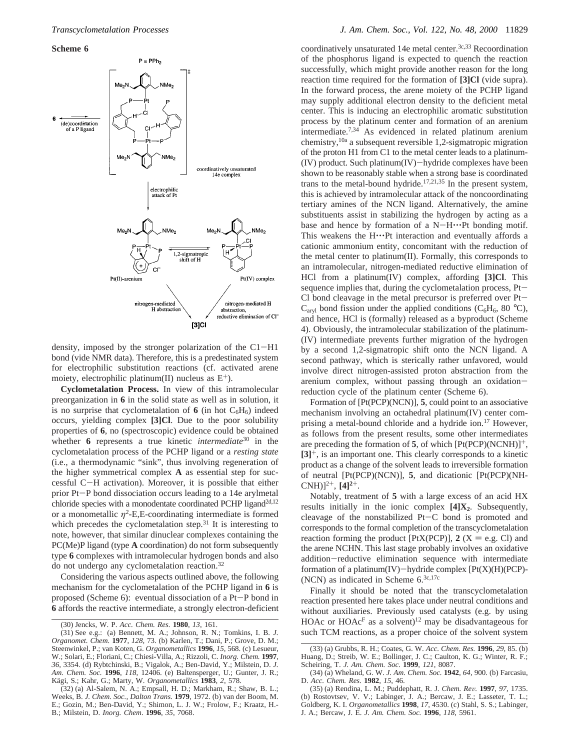**Scheme 6**

density, imposed by the stronger polarization of the C1−H1 bond (vide NMR data). Therefore, this is a predestinated system for electrophilic substitution reactions (cf. activated arene moiety, electrophilic platinum(II) nucleus as $E^+$).

**Cyclometalation Process.** In view of this intramolecular preorganization in **6** in the solid state as well as in solution, it is no surprise that cyclometalation of **6** (in hot $C_6H_6$) indeed occurs, yielding complex **[3]Cl**. Due to the poor solubility properties of **6**, no (spectroscopic) evidence could be obtained whether **6** represents a true kinetic *intermediate*[30] in the cyclometalation process of the PCHP ligand or a *resting state* (i.e., a thermodynamic "sink", thus involving regeneration of the higher symmetrical complex **A** as essential step for successful C−H activation). Moreover, it is possible that either prior Pt−P bond dissociation occurs leading to a 14e arylmetal chloride species with a monodentate coordinated PCHP ligand[2d,12] or a monometallic $\eta^2$-E,E-coordinating intermediate is formed which precedes the cyclometalation step.[31] It is interesting to note, however, that similar dinuclear complexes containing the PC(Me)P ligand (type **A** coordination) do not form subsequently type **6** complexes with intramolecular hydrogen bonds and also do not undergo any cyclometalation reaction.[32]

Considering the various aspects outlined above, the following mechanism for the cyclometalation of the PCHP ligand in **6** is proposed (Scheme 6): eventual dissociation of a Pt−P bond in **6** affords the reactive intermediate, a strongly electron-deficient coordinatively unsaturated 14e metal center.[3c,33] Recoordination of the phosphorus ligand is expected to quench the reaction successfully, which might provide another reason for the long reaction time required for the formation of **[3]Cl** (vide supra). In the forward process, the arene moiety of the PCHP ligand may supply additional electron density to the deficient metal center. This is inducing an electrophilic aromatic substitution process by the platinum center and formation of an arenium intermediate.[7,34] As evidenced in related platinum arenium chemistry,[10a] a subsequent reversible 1,2-sigmatropic migration of the proton H1 from C1 to the metal center leads to a platinum-(IV) product. Such platinum(IV)−hydride complexes have been shown to be reasonably stable when a strong base is coordinated trans to the metal-bound hydride.[17,21,35] In the present system, this is achieved by intramolecular attack of the noncoordinating tertiary amines of the NCN ligand. Alternatively, the amine substituents assist in stabilizing the hydrogen by acting as a base and hence by formation of a N−H···Pt bonding motif. This weakens the H···Pt interaction and eventually affords a cationic ammonium entity, concomitant with the reduction of the metal center to platinum(II). Formally, this corresponds to an intramolecular, nitrogen-mediated reductive elimination of HCl from a platinum(IV) complex, affording **[3]Cl**. This sequence implies that, during the cyclometalation process, Pt−Cl bond cleavage in the metal precursor is preferred over Pt−$C_{aryl}$ bond fission under the applied conditions ($C_6H_6$, 80 °C), and hence, HCl is (formally) released as a byproduct (Scheme 4). Obviously, the intramolecular stabilization of the platinum-(IV) intermediate prevents further migration of the hydrogen by a second 1,2-sigmatropic shift onto the NCN ligand. A second pathway, which is sterically rather unfavored, would involve direct nitrogen-assisted proton abstraction from the arenium complex, without passing through an oxidation−reduction cycle of the platinum center (Scheme 6).

Formation of [Pt(PCP)(NCN)], **5**, could point to an associative mechanism involving an octahedral platinum(IV) center comprising a metal-bound chloride and a hydride ion.[17] However, as follows from the present results, some other intermediates are preceding the formation of **5**, of which $[Pt(PCP)(NCNH)]^+$, $[3]^+$, is an important one. This clearly corresponds to a kinetic product as a change of the solvent leads to irreversible formation of neutral [Pt(PCP)(NCN)], **5**, and dicationic $[Pt(PCP)(NH\text{-}CNH)]^{2+}$, $[4]^{2+}$.

Notably, treatment of **5** with a large excess of an acid HX results initially in the ionic complex $[4]X_2$. Subsequently, cleavage of the nonstabilized Pt−C bond is promoted and corresponds to the formal completion of the transcyclometalation reaction forming the product [PtX(PCP)], **2** (X = e.g. Cl) and the arene NCHN. This last stage probably involves an oxidative addition−reductive elimination sequence with intermediate formation of a platinum(IV)−hydride complex [Pt(X)(H)(PCP)-(NCN) as indicated in Scheme 6.[3c,17c]

Finally it should be noted that the transcyclometalation reaction presented here takes place under neutral conditions and without auxiliaries. Previously used catalysts (e.g. by using HOAc or $HOAc^F$ as a solvent)[12] may be disadvantageous for such TCM reactions, as a proper choice of the solvent system

(30) Jencks, W. P. *Acc. Chem. Res.* **1980**, *13*, 161.

(31) See e.g.: (a) Bennett, M. A.; Johnson, R. N.; Tomkins, I. B. *J. Organomet. Chem.* **1977**, *128*, 73. (b) Karlen, T.; Dani, P.; Grove, D. M.; Steenwinkel, P.; van Koten, G. *Organometallics* **1996**, *15*, 568. (c) Lesueur, W.; Solari, E.; Floriani, C.; Chiesi-Villa, A.; Rizzoli, C. *Inorg. Chem.* **1997**, *36*, 3354. (d) Rybtchinski, B.; Vigalok, A.; Ben-David, Y.; Milstein, D. *J. Am. Chem. Soc.* **1996**, *118*, 12406. (e) Baltensperger, U.; Gunter, J. R.; Kägi, S.; Kahr, G.; Marty, W. *Organometallics* **1983**, *2*, 578.

(32) (a) Al-Salem, N. A.; Empsall, H. D.; Markham, R.; Shaw, B. L.; Weeks, B. *J. Chem. Soc., Dalton Trans.* **1979**, 1972. (b) van der Boom, M. E.; Gozin, M.; Ben-David, Y.; Shimon, L. J. W.; Frolow, F.; Kraatz, H.-B.; Milstein, D. *Inorg. Chem.* **1996**, *35*, 7068.

(33) (a) Grubbs, R. H.; Coates, G. W. *Acc. Chem. Res.* **1996**, *29*, 85. (b) Huang, D.; Streib, W. E.; Bollinger, J. C.; Caulton, K. G.; Winter, R. F.; Scheiring, T. *J. Am. Chem. Soc.* **1999**, *121*, 8087.

(34) (a) Wheland, G. W. *J. Am. Chem. Soc.* **1942**, *64*, 900. (b) Farcasiu, D. *Acc. Chem. Res.* **1982**, *15*, 46.

(35) (a) Rendina, L. M.; Puddephatt, R. J. *Chem. Rev.* **1997**, *97*, 1735. (b) Rostovtsev, V. V.; Labinger, J. A.; Bercaw, J. E.; Lasseter, T. L.; Goldberg, K. I. *Organometallics* **1998**, *17*, 4530. (c) Stahl, S. S.; Labinger, J. A.; Bercaw, J. E. *J. Am. Chem. Soc.* **1996**, *118*, 5961.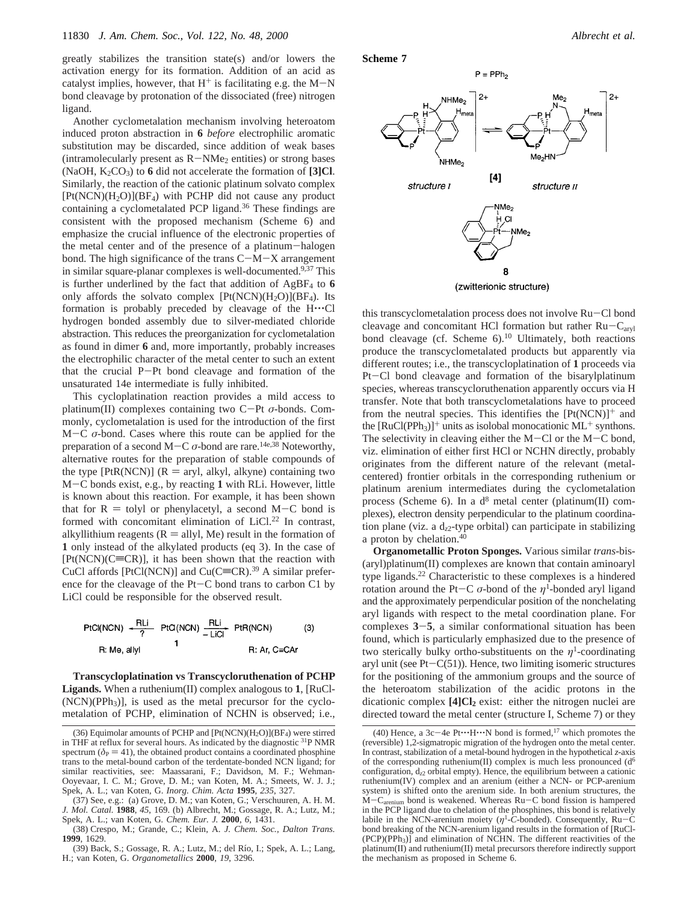greatly stabilizes the transition state(s) and/or lowers the activation energy for its formation. Addition of an acid as catalyst implies, however, that $H^+$ is facilitating e.g. the M−N bond cleavage by protonation of the dissociated (free) nitrogen ligand.

Another cyclometalation mechanism involving heteroatom induced proton abstraction in **6** *before* electrophilic aromatic substitution may be discarded, since addition of weak bases (intramolecularly present as $R-NMe_2$ entities) or strong bases (NaOH, $K_2CO_3$) to **6** did not accelerate the formation of **[3]Cl**. Similarly, the reaction of the cationic platinum solvato complex $[Pt(NCN)(H_2O)](BF_4)$ with PCHP did not cause any product containing a cyclometalated PCP ligand.[36] These findings are consistent with the proposed mechanism (Scheme 6) and emphasize the crucial influence of the electronic properties of the metal center and of the presence of a platinum−halogen bond. The high significance of the trans C−M−X arrangement in similar square-planar complexes is well-documented.[9,37] This is further underlined by the fact that addition of $AgBF_4$ to **6** only affords the solvato complex $[Pt(NCN)(H_2O)](BF_4)$. Its formation is probably preceded by cleavage of the H···Cl hydrogen bonded assembly due to silver-mediated chloride abstraction. This reduces the preorganization for cyclometalation as found in dimer **6** and, more importantly, probably increases the electrophilic character of the metal center to such an extent that the crucial P−Pt bond cleavage and formation of the unsaturated 14e intermediate is fully inhibited.

This cycloplatination reaction provides a mild access to platinum(II) complexes containing two C−Pt σ-bonds. Commonly, cyclometalation is used for the introduction of the first M−C σ-bond. Cases where this route can be applied for the preparation of a second M−C σ-bond are rare.[14e,38] Noteworthy, alternative routes for the preparation of stable compounds of the type [PtR(NCN)] (R = aryl, alkyl, alkyne) containing two M−C bonds exist, e.g., by reacting **1** with RLi. However, little is known about this reaction. For example, it has been shown that for R = tolyl or phenylacetyl, a second M−C bond is formed with concomitant elimination of LiCl.[22] In contrast, alkyllithium reagents (R = allyl, Me) result in the formation of **1** only instead of the alkylated products (eq 3). In the case of [Pt(NCN)(C≡CR)], it has been shown that the reaction with CuCl affords [PtCl(NCN)] and Cu(C≡CR).[39] A similar preference for the cleavage of the Pt−C bond trans to carbon C1 by LiCl could be responsible for the observed result.

$$\underset{\text{R: Me, allyl}}{\text{PtCl(NCN)}} \xleftarrow[?]{\text{RLi}} \underset{\mathbf{1}}{\text{PtCl(NCN)}} \xrightarrow[-\text{LiCl}]{\text{RLi}} \underset{\text{R: Ar, C}\equiv\text{CAr}}{\text{PtR(NCN)}} \qquad (3)$$

**Transcycloplatination vs Transcycloruthenation of PCHP Ligands.** When a ruthenium(II) complex analogous to **1**, $[RuCl(NCN)(PPh_3)]$, is used as the metal precursor for the cyclometalation of PCHP, elimination of NCHN is observed; i.e., this transcyclometalation process does not involve Ru−Cl bond cleavage and concomitant HCl formation but rather $Ru-C_{aryl}$ bond cleavage (cf. Scheme 6).[10] Ultimately, both reactions produce the transcyclometalated products but apparently via different routes; i.e., the transcycloplatination of **1** proceeds via Pt−Cl bond cleavage and formation of the bisarylplatinum species, whereas transcycloruthenation apparently occurs via H transfer. Note that both transcyclometalations have to proceed from the neutral species. This identifies the $[Pt(NCN)]^+$ and the $[RuCl(PPh_3)]^+$ units as isolobal monocationic $ML^+$ synthons. The selectivity in cleaving either the M−Cl or the M−C bond, viz. elimination of either first HCl or NCHN directly, probably originates from the different nature of the relevant (metal-centered) frontier orbitals in the corresponding ruthenium or platinum arenium intermediates during the cyclometalation process (Scheme 6). In a $d^8$ metal center (platinum(II) complexes), electron density perpendicular to the platinum coordination plane (viz. a $d_{z^2}$-type orbital) can participate in stabilizing a proton by chelation.[40]

**Scheme 7**

(P = PPh₂; [4]: structure I ⇌ structure II; 8 (zwitterionic structure))

**Organometallic Proton Sponges.** Various similar *trans*-bis(aryl)platinum(II) complexes are known that contain aminoaryl type ligands.[22] Characteristic to these complexes is a hindered rotation around the Pt−C σ-bond of the $\eta^1$-bonded aryl ligand and the approximately perpendicular position of the nonchelating aryl ligands with respect to the metal coordination plane. For complexes **3**−**5**, a similar conformational situation has been found, which is particularly emphasized due to the presence of two sterically bulky ortho-substituents on the $\eta^1$-coordinating aryl unit (see Pt−C(51)). Hence, two limiting isomeric structures for the positioning of the ammonium groups and the source of the heteroatom stabilization of the acidic protons in the dicationic complex $\mathbf{[4]Cl_2}$ exist: either the nitrogen nuclei are directed toward the metal center (structure I, Scheme 7) or they

(36) Equimolar amounts of PCHP and $[Pt(NCN)(H_2O)](BF_4)$ were stirred in THF at reflux for several hours. As indicated by the diagnostic $^{31}$P NMR spectrum ($\delta_P = 41$), the obtained product contains a coordinated phosphine trans to the metal-bound carbon of the terdentate-bonded NCN ligand; for similar reactivities, see: Maassarani, F.; Davidson, M. F.; Wehman-Ooyevaar, I. C. M.; Grove, D. M.; van Koten, M. A.; Smeets, W. J. J.; Spek, A. L.; van Koten, G. *Inorg. Chim. Acta* **1995**, *235*, 327.

(37) See, e.g.: (a) Grove, D. M.; van Koten, G.; Verschuuren, A. H. M. *J. Mol. Catal.* **1988**, *45*, 169. (b) Albrecht, M.; Gossage, R. A.; Lutz, M.; Spek, A. L.; van Koten, G. *Chem. Eur. J.* **2000**, *6*, 1431.

(38) Crespo, M.; Grande, C.; Klein, A. *J. Chem. Soc., Dalton Trans.* **1999**, 1629.

(39) Back, S.; Gossage, R. A.; Lutz, M.; del Río, I.; Spek, A. L.; Lang, H.; van Koten, G. *Organometallics* **2000**, *19*, 3296.

(40) Hence, a 3c−4e Pt···H···N bond is formed,[17] which promotes the (reversible) 1,2-sigmatropic migration of the hydrogen onto the metal center. In contrast, stabilization of a metal-bound hydrogen in the hypothetical *z*-axis of the corresponding ruthenium(II) complex is much less pronounced ($d^6$ configuration, $d_{z^2}$ orbital empty). Hence, the equilibrium between a cationic ruthenium(IV) complex and an arenium (either a NCN- or PCP-arenium system) is shifted onto the arenium side. In both arenium structures, the $M-C_{arenium}$ bond is weakened. Whereas Ru−C bond fission is hampered in the PCP ligand due to chelation of the phosphines, this bond is relatively labile in the NCN-arenium moiety ($\eta^1$-*C*-bonded). Consequently, Ru−C bond breaking of the NCN-arenium ligand results in the formation of $[RuCl(PCP)(PPh_3)]$ and elimination of NCHN. The different reactivities of the platinum(II) and ruthenium(II) metal precursors therefore indirectly support the mechanism as proposed in Scheme 6.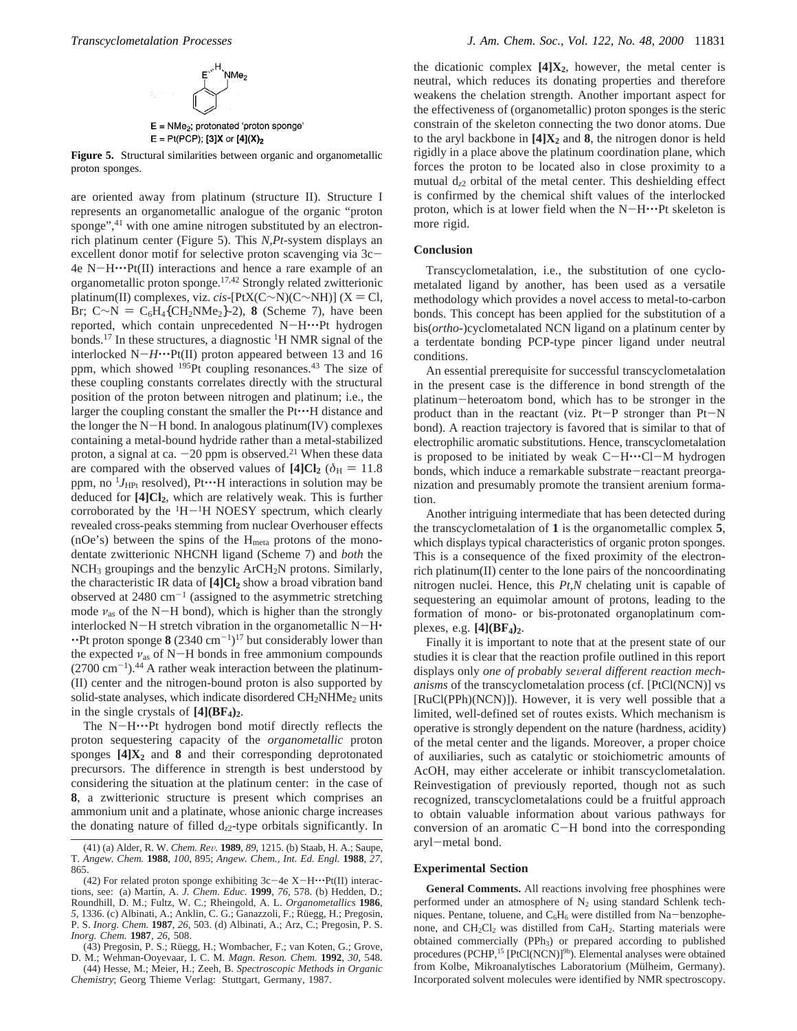E = NMe$_2$; protonated 'proton sponge'
E = Pt(PCP); **[3]X** or **[4](X)$_2$**

**Figure 5.** Structural similarities between organic and organometallic proton sponges.

are oriented away from platinum (structure II). Structure I represents an organometallic analogue of the organic "proton sponge",[41] with one amine nitrogen substituted by an electron-rich platinum center (Figure 5). This *N,Pt*-system displays an excellent donor motif for selective proton scavenging via 3c–4e N–H···Pt(II) interactions and hence a rare example of an organometallic proton sponge.[17,42] Strongly related zwitterionic platinum(II) complexes, viz. *cis*-[PtX(C∼N)(C∼NH)] (X = Cl, Br; C∼N = $C_6H_4\{CH_2NMe_2\}$-2), **8** (Scheme 7), have been reported, which contain unprecedented N–H···Pt hydrogen bonds.[17] In these structures, a diagnostic $^1$H NMR signal of the interlocked N–*H*···Pt(II) proton appeared between 13 and 16 ppm, which showed $^{195}$Pt coupling resonances.[43] The size of these coupling constants correlates directly with the structural position of the proton between nitrogen and platinum; i.e., the larger the coupling constant the smaller the Pt···H distance and the longer the N–H bond. In analogous platinum(IV) complexes containing a metal-bound hydride rather than a metal-stabilized proton, a signal at ca. –20 ppm is observed.[21] When these data are compared with the observed values of **[4]Cl$_2$** ($\delta_H$ = 11.8 ppm, no $^1J_{HPt}$ resolved), Pt···H interactions in solution may be deduced for **[4]Cl$_2$**, which are relatively weak. This is further corroborated by the $^1$H–$^1$H NOESY spectrum, which clearly revealed cross-peaks stemming from nuclear Overhauser effects (nOe's) between the spins of the H$_{meta}$ protons of the monodentate zwitterionic NHCNH ligand (Scheme 7) and *both* the NCH$_3$ groupings and the benzylic ArCH$_2$N protons. Similarly, the characteristic IR data of **[4]Cl$_2$** show a broad vibration band observed at 2480 cm$^{-1}$ (assigned to the asymmetric stretching mode $\nu_{as}$ of the N–H bond), which is higher than the strongly interlocked N–H stretch vibration in the organometallic N–H···Pt proton sponge **8** (2340 cm$^{-1}$)[17] but considerably lower than the expected $\nu_{as}$ of N–H bonds in free ammonium compounds (2700 cm$^{-1}$).[44] A rather weak interaction between the platinum(II) center and the nitrogen-bound proton is also supported by solid-state analyses, which indicate disordered CH$_2$NHMe$_2$ units in the single crystals of **[4](BF$_4$)$_2$**.

The N–H···Pt hydrogen bond motif directly reflects the proton sequestering capacity of the *organometallic* proton sponges **[4]X$_2$** and **8** and their corresponding deprotonated precursors. The difference in strength is best understood by considering the situation at the platinum center: in the case of **8**, a zwitterionic structure is present which comprises an ammonium unit and a platinate, whose anionic charge increases the donating nature of filled d$_{z2}$-type orbitals significantly. In the dicationic complex **[4]X$_2$**, however, the metal center is neutral, which reduces its donating properties and therefore weakens the chelation strength. Another important aspect for the effectiveness of (organometallic) proton sponges is the steric constrain of the skeleton connecting the two donor atoms. Due to the aryl backbone in **[4]X$_2$** and **8**, the nitrogen donor is held rigidly in a place above the platinum coordination plane, which forces the proton to be located also in close proximity to a mutual d$_{z2}$ orbital of the metal center. This deshielding effect is confirmed by the chemical shift values of the interlocked proton, which is at lower field when the N–H···Pt skeleton is more rigid.

## Conclusion

Transcyclometalation, i.e., the substitution of one cyclometalated ligand by another, has been used as a versatile methodology which provides a novel access to metal-to-carbon bonds. This concept has been applied for the substitution of a bis(*ortho*-)cyclometalated NCN ligand on a platinum center by a terdentate bonding PCP-type pincer ligand under neutral conditions.

An essential prerequisite for successful transcyclometalation in the present case is the difference in bond strength of the platinum–heteroatom bond, which has to be stronger in the product than in the reactant (viz. Pt–P stronger than Pt–N bond). A reaction trajectory is favored that is similar to that of electrophilic aromatic substitutions. Hence, transcyclometalation is proposed to be initiated by weak C–H···Cl–M hydrogen bonds, which induce a remarkable substrate–reactant preorganization and presumably promote the transient arenium formation.

Another intriguing intermediate that has been detected during the transcyclometalation of **1** is the organometallic complex **5**, which displays typical characteristics of organic proton sponges. This is a consequence of the fixed proximity of the electron-rich platinum(II) center to the lone pairs of the noncoordinating nitrogen nuclei. Hence, this *Pt,N* chelating unit is capable of sequestering an equimolar amount of protons, leading to the formation of mono- or bis-protonated organoplatinum complexes, e.g. **[4](BF$_4$)$_2$**.

Finally it is important to note that at the present state of our studies it is clear that the reaction profile outlined in this report displays only *one of probably several different reaction mechanisms* of the transcyclometalation process (cf. [PtCl(NCN)] vs [RuCl(PPh)(NCN)]). However, it is very well possible that a limited, well-defined set of routes exists. Which mechanism is operative is strongly dependent on the nature (hardness, acidity) of the metal center and the ligands. Moreover, a proper choice of auxiliaries, such as catalytic or stoichiometric amounts of AcOH, may either accelerate or inhibit transcyclometalation. Reinvestigation of previously reported, though not as such recognized, transcyclometalations could be a fruitful approach to obtain valuable information about various pathways for conversion of an aromatic C–H bond into the corresponding aryl–metal bond.

## Experimental Section

**General Comments.** All reactions involving free phosphines were performed under an atmosphere of N$_2$ using standard Schlenk techniques. Pentane, toluene, and C$_6$H$_6$ were distilled from Na–benzophenone, and CH$_2$Cl$_2$ was distilled from CaH$_2$. Starting materials were obtained commercially (PPh$_3$) or prepared according to published procedures (PCHP,[15] [PtCl(NCN)][9b]). Elemental analyses were obtained from Kolbe, Mikroanalytisches Laboratorium (Mülheim, Germany). Incorporated solvent molecules were identified by NMR spectroscopy.

(41) (a) Alder, R. W. *Chem. Rev.* **1989**, *89*, 1215. (b) Staab, H. A.; Saupe, T. *Angew. Chem.* **1988**, *100*, 895; *Angew. Chem., Int. Ed. Engl.* **1988**, *27*, 865.

(42) For related proton sponge exhibiting 3c–4e X–H···Pt(II) interactions, see: (a) Martín, A. *J. Chem. Educ.* **1999**, *76*, 578. (b) Hedden, D.; Roundhill, D. M.; Fultz, W. C.; Rheingold, A. L. *Organometallics* **1986**, *5*, 1336. (c) Albinati, A.; Anklin, C. G.; Ganazzoli, F.; Rüegg, H.; Pregosin, P. S. *Inorg. Chem.* **1987**, *26*, 503. (d) Albinati, A.; Arz, C.; Pregosin, P. S. *Inorg. Chem.* **1987**, *26*, 508.

(43) Pregosin, P. S.; Rüegg, H.; Wombacher, F.; van Koten, G.; Grove, D. M.; Wehman-Ooyevaar, I. C. M. *Magn. Reson. Chem.* **1992**, *30*, 548.

(44) Hesse, M.; Meier, H.; Zeeh, B. *Spectroscopic Methods in Organic Chemistry*; Georg Thieme Verlag: Stuttgart, Germany, 1987.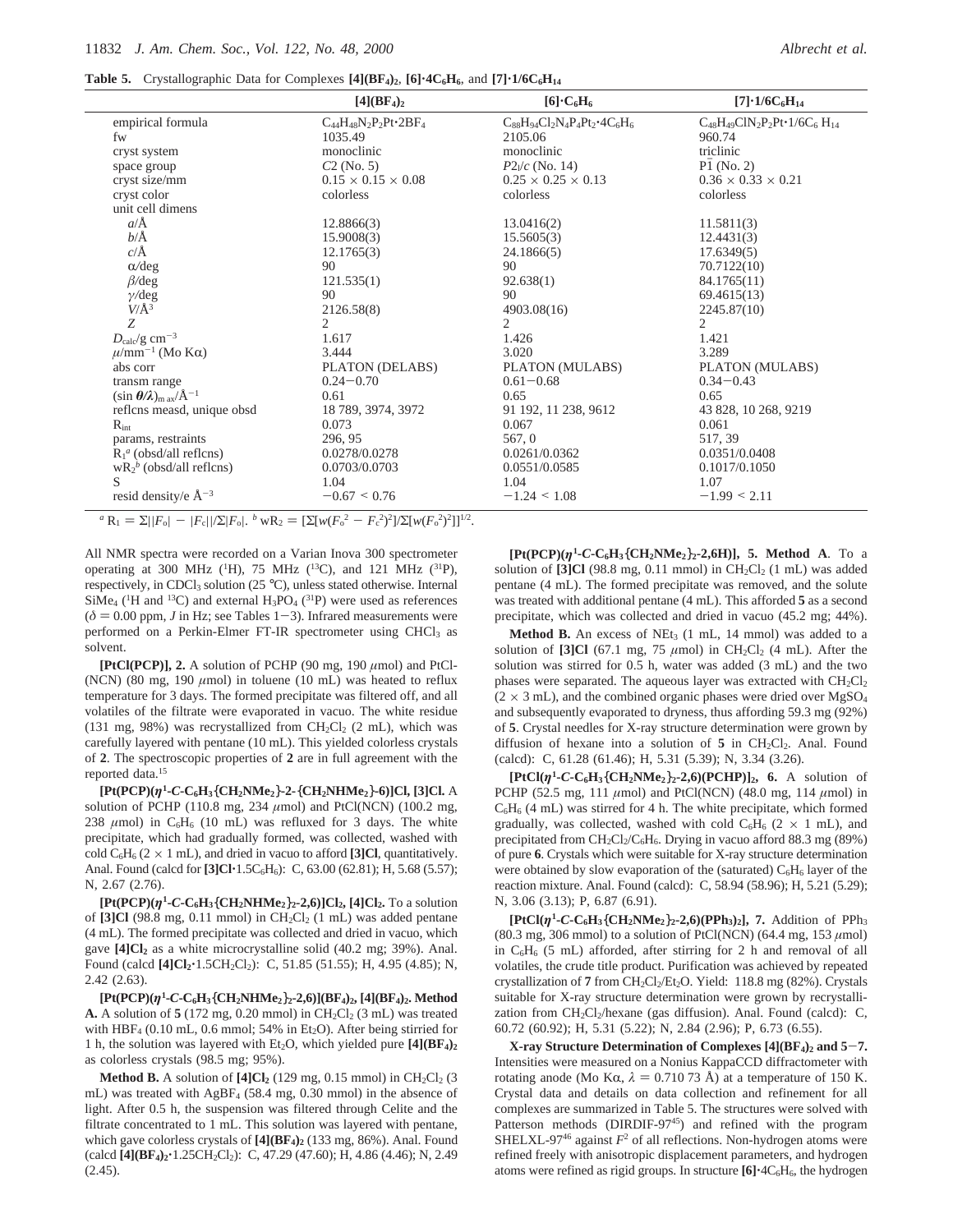**Table 5.** Crystallographic Data for Complexes **[4](BF$_4$)$_2$**, **[6]·4C$_6$H$_6$**, and **[7]·1/6C$_6$H$_{14}$**

| | **[4](BF$_4$)$_2$** | **[6]·C$_6$H$_6$** | **[7]·1/6C$_6$H$_{14}$** |
|---|---|---|---|
| empirical formula | $C_{44}H_{48}N_2P_2Pt\cdot 2BF_4$ | $C_{88}H_{94}Cl_2N_4P_4Pt_2\cdot 4C_6H_6$ | $C_{48}H_{49}ClN_2P_2Pt\cdot 1/6C_6H_{14}$ |
| fw | 1035.49 | 2105.06 | 960.74 |
| cryst system | monoclinic | monoclinic | triclinic |
| space group | $C2$ (No. 5) | $P2_1/c$ (No. 14) | $P\bar{1}$ (No. 2) |
| cryst size/mm | 0.15 × 0.15 × 0.08 | 0.25 × 0.25 × 0.13 | 0.36 × 0.33 × 0.21 |
| cryst color | colorless | colorless | colorless |
| unit cell dimens | | | |
| $a$/Å | 12.8866(3) | 13.0416(2) | 11.5811(3) |
| $b$/Å | 15.9008(3) | 15.5605(3) | 12.4431(3) |
| $c$/Å | 12.1765(3) | 24.1866(5) | 17.6349(5) |
| $\alpha$/deg | 90 | 90 | 70.7122(10) |
| $\beta$/deg | 121.535(1) | 92.638(1) | 84.1765(11) |
| $\gamma$/deg | 90 | 90 | 69.4615(13) |
| $V$/Å$^3$ | 2126.58(8) | 4903.08(16) | 2245.87(10) |
| $Z$ | 2 | 2 | 2 |
| $D_{calc}$/g cm$^{-3}$ | 1.617 | 1.426 | 1.421 |
| $\mu$/mm$^{-1}$ (Mo K$\alpha$) | 3.444 | 3.020 | 3.289 |
| abs corr | PLATON (DELABS) | PLATON (MULABS) | PLATON (MULABS) |
| transm range | 0.24–0.70 | 0.61–0.68 | 0.34–0.43 |
| $(\sin\theta/\lambda)_{max}$/Å$^{-1}$ | 0.61 | 0.65 | 0.65 |
| reflcns measd, unique obsd | 18 789, 3974, 3972 | 91 192, 11 238, 9612 | 43 828, 10 268, 9219 |
| $R_{int}$ | 0.073 | 0.067 | 0.061 |
| params, restraints | 296, 95 | 567, 0 | 517, 39 |
| $R_1$[a] (obsd/all reflcns) | 0.0278/0.0278 | 0.0261/0.0362 | 0.0351/0.0408 |
| w$R_2$[b] (obsd/all reflcns) | 0.0703/0.0703 | 0.0551/0.0585 | 0.1017/0.1050 |
| S | 1.04 | 1.04 | 1.07 |
| resid density/e Å$^{-3}$ | −0.67 < 0.76 | −1.24 < 1.08 | −1.99 < 2.11 |

[a] $R_1 = \Sigma||F_o| - |F_c||/\Sigma|F_o|$. [b] $wR_2 = [\Sigma[w(F_o^2 - F_c^2)^2]/\Sigma[w(F_o^2)^2]]^{1/2}$.

All NMR spectra were recorded on a Varian Inova 300 spectrometer operating at 300 MHz ($^1$H), 75 MHz ($^{13}$C), and 121 MHz ($^{31}$P), respectively, in CDCl$_3$ solution (25 °C), unless stated otherwise. Internal SiMe$_4$ ($^1$H and $^{13}$C) and external H$_3$PO$_4$ ($^{31}$P) were used as references ($\delta$ = 0.00 ppm, $J$ in Hz; see Tables 1–3). Infrared measurements were performed on a Perkin-Elmer FT-IR spectrometer using CHCl$_3$ as solvent.

**[PtCl(PCP)], 2.** A solution of PCHP (90 mg, 190 $\mu$mol) and PtCl(NCN) (80 mg, 190 $\mu$mol) in toluene (10 mL) was heated to reflux temperature for 3 days. The formed precipitate was filtered off, and all volatiles of the filtrate were evaporated in vacuo. The white residue (131 mg, 98%) was recrystallized from CH$_2$Cl$_2$ (2 mL), which was carefully layered with pentane (10 mL). This yielded colorless crystals of **2**. The spectroscopic properties of **2** are in full agreement with the reported data.[15]

**[Pt(PCP)($\eta^1$-*C*-C$_6$H$_3${CH$_2$NMe$_2$}-2-{CH$_2$NHMe$_2$}-6)]Cl, [3]Cl.** A solution of PCHP (110.8 mg, 234 $\mu$mol) and PtCl(NCN) (100.2 mg, 238 $\mu$mol) in C$_6$H$_6$ (10 mL) was refluxed for 3 days. The white precipitate, which had gradually formed, was collected, washed with cold C$_6$H$_6$ (2 × 1 mL), and dried in vacuo to afford **[3]Cl**, quantitatively. Anal. Found (calcd for **[3]Cl**·1.5C$_6$H$_6$): C, 63.00 (62.81); H, 5.68 (5.57); N, 2.67 (2.76).

**[Pt(PCP)($\eta^1$-*C*-C$_6$H$_3${CH$_2$NHMe$_2$}$_2$-2,6)]Cl$_2$, [4]Cl$_2$.** To a solution of **[3]Cl** (98.8 mg, 0.11 mmol) in CH$_2$Cl$_2$ (1 mL) was added pentane (4 mL). The formed precipitate was collected and dried in vacuo, which gave **[4]Cl$_2$** as a white microcrystalline solid (40.2 mg; 39%). Anal. Found (calcd **[4]Cl$_2$**·1.5CH$_2$Cl$_2$): C, 51.85 (51.55); H, 4.95 (4.85); N, 2.42 (2.63).

**[Pt(PCP)($\eta^1$-*C*-C$_6$H$_3${CH$_2$NHMe$_2$}$_2$-2,6)](BF$_4$)$_2$, [4](BF$_4$)$_2$. Method A.** A solution of **5** (172 mg, 0.20 mmol) in CH$_2$Cl$_2$ (3 mL) was treated with HBF$_4$ (0.10 mL, 0.6 mmol; 54% in Et$_2$O). After being stirried for 1 h, the solution was layered with Et$_2$O, which yielded pure **[4](BF$_4$)$_2$** as colorless crystals (98.5 mg; 95%).

**Method B.** A solution of **[4]Cl$_2$** (129 mg, 0.15 mmol) in CH$_2$Cl$_2$ (3 mL) was treated with AgBF$_4$ (58.4 mg, 0.30 mmol) in the absence of light. After 0.5 h, the suspension was filtered through Celite and the filtrate concentrated to 1 mL. This solution was layered with pentane, which gave colorless crystals of **[4](BF$_4$)$_2$** (133 mg, 86%). Anal. Found (calcd **[4](BF$_4$)$_2$**·1.25CH$_2$Cl$_2$): C, 47.29 (47.60); H, 4.86 (4.46); N, 2.49 (2.45).

**[Pt(PCP)($\eta^1$-*C*-C$_6$H$_3${CH$_2$NMe$_2$}$_2$-2,6H)], 5. Method A**. To a solution of **[3]Cl** (98.8 mg, 0.11 mmol) in CH$_2$Cl$_2$ (1 mL) was added pentane (4 mL). The formed precipitate was removed, and the solute was treated with additional pentane (4 mL). This afforded **5** as a second precipitate, which was collected and dried in vacuo (45.2 mg; 44%).

**Method B.** An excess of NEt$_3$ (1 mL, 14 mmol) was added to a solution of **[3]Cl** (67.1 mg, 75 $\mu$mol) in CH$_2$Cl$_2$ (4 mL). After the solution was stirred for 0.5 h, water was added (3 mL) and the two phases were separated. The aqueous layer was extracted with CH$_2$Cl$_2$ (2 × 3 mL), and the combined organic phases were dried over MgSO$_4$ and subsequently evaporated to dryness, thus affording 59.3 mg (92%) of **5**. Crystal needles for X-ray structure determination were grown by diffusion of hexane into a solution of **5** in CH$_2$Cl$_2$. Anal. Found (calcd): C, 61.28 (61.46); H, 5.31 (5.39); N, 3.34 (3.26).

**[PtCl($\eta^1$-*C*-C$_6$H$_3${CH$_2$NMe$_2$}$_2$-2,6)(PCHP)]$_2$, 6.** A solution of PCHP (52.5 mg, 111 $\mu$mol) and PtCl(NCN) (48.0 mg, 114 $\mu$mol) in C$_6$H$_6$ (4 mL) was stirred for 4 h. The white precipitate, which formed gradually, was collected, washed with cold C$_6$H$_6$ (2 × 1 mL), and precipitated from CH$_2$Cl$_2$/C$_6$H$_6$. Drying in vacuo afford 88.3 mg (89%) of pure **6**. Crystals which were suitable for X-ray structure determination were obtained by slow evaporation of the (saturated) C$_6$H$_6$ layer of the reaction mixture. Anal. Found (calcd): C, 58.94 (58.96); H, 5.21 (5.29); N, 3.06 (3.13); P, 6.87 (6.91).

**[PtCl($\eta^1$-*C*-C$_6$H$_3${CH$_2$NMe$_2$}$_2$-2,6)(PPh$_3$)$_2$], 7.** Addition of PPh$_3$ (80.3 mg, 306 mmol) to a solution of PtCl(NCN) (64.4 mg, 153 $\mu$mol) in C$_6$H$_6$ (5 mL) afforded, after stirring for 2 h and removal of all volatiles, the crude title product. Purification was achieved by repeated crystallization of **7** from CH$_2$Cl$_2$/Et$_2$O. Yield: 118.8 mg (82%). Crystals suitable for X-ray structure determination were grown by recrystallization from CH$_2$Cl$_2$/hexane (gas diffusion). Anal. Found (calcd): C, 60.72 (60.92); H, 5.31 (5.22); N, 2.84 (2.96); P, 6.73 (6.55).

**X-ray Structure Determination of Complexes [4](BF$_4$)$_2$ and 5–7.** Intensities were measured on a Nonius KappaCCD diffractometer with rotating anode (Mo K$\alpha$, $\lambda$ = 0.710 73 Å) at a temperature of 150 K. Crystal data and details on data collection and refinement for all complexes are summarized in Table 5. The structures were solved with Patterson methods (DIRDIF-97[45]) and refined with the program SHELXL-97[46] against $F^2$ of all reflections. Non-hydrogen atoms were refined freely with anisotropic displacement parameters, and hydrogen atoms were refined as rigid groups. In structure **[6]**·4C$_6$H$_6$, the hydrogen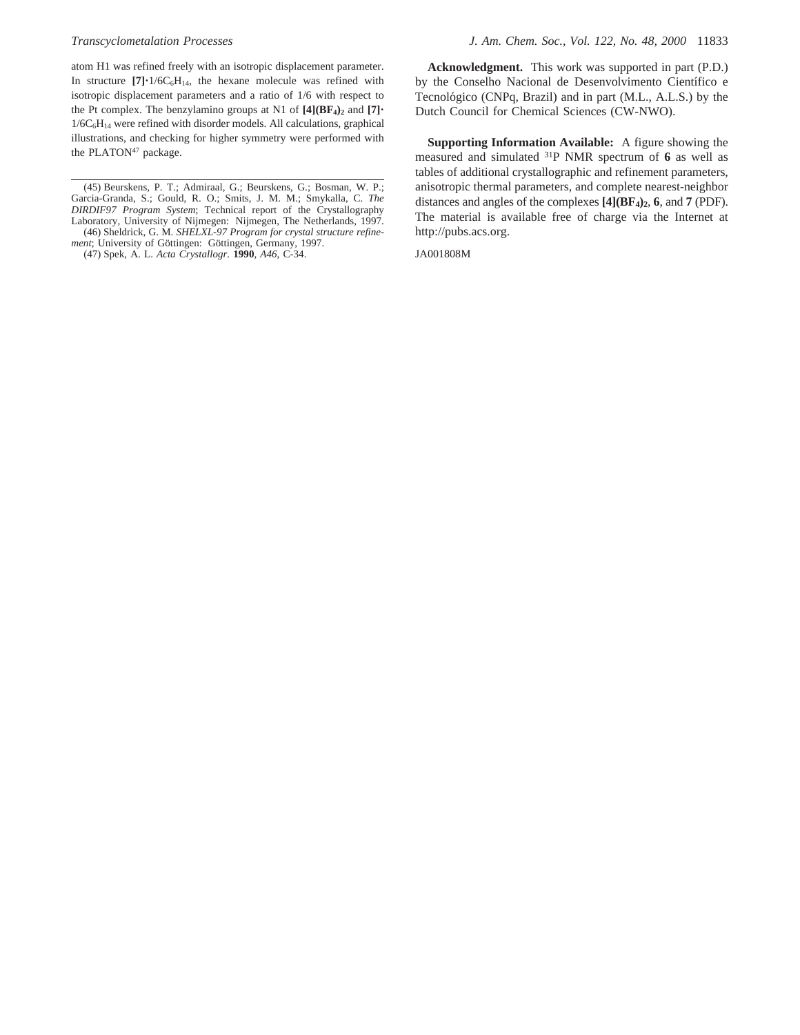atom H1 was refined freely with an isotropic displacement parameter. In structure **[7]**·1/6$C_6H_{14}$, the hexane molecule was refined with isotropic displacement parameters and a ratio of 1/6 with respect to the Pt complex. The benzylamino groups at N1 of **[4](BF$_4$)$_2$** and **[7]**·1/6$C_6H_{14}$ were refined with disorder models. All calculations, graphical illustrations, and checking for higher symmetry were performed with the PLATON[47] package.

(45) Beurskens, P. T.; Admiraal, G.; Beurskens, G.; Bosman, W. P.; Garcia-Granda, S.; Gould, R. O.; Smits, J. M. M.; Smykalla, C. *The DIRDIF97 Program System*; Technical report of the Crystallography Laboratory, University of Nijmegen: Nijmegen, The Netherlands, 1997.

(46) Sheldrick, G. M. *SHELXL-97 Program for crystal structure refinement*; University of Göttingen: Göttingen, Germany, 1997.

(47) Spek, A. L. *Acta Crystallogr.* **1990**, *A46*, C-34.

**Acknowledgment.** This work was supported in part (P.D.) by the Conselho Nacional de Desenvolvimento Científico e Tecnológico (CNPq, Brazil) and in part (M.L., A.L.S.) by the Dutch Council for Chemical Sciences (CW-NWO).

**Supporting Information Available:** A figure showing the measured and simulated $^{31}P$ NMR spectrum of **6** as well as tables of additional crystallographic and refinement parameters, anisotropic thermal parameters, and complete nearest-neighbor distances and angles of the complexes **[4](BF$_4$)$_2$**, **6**, and **7** (PDF). The material is available free of charge via the Internet at http://pubs.acs.org.

JA001808M